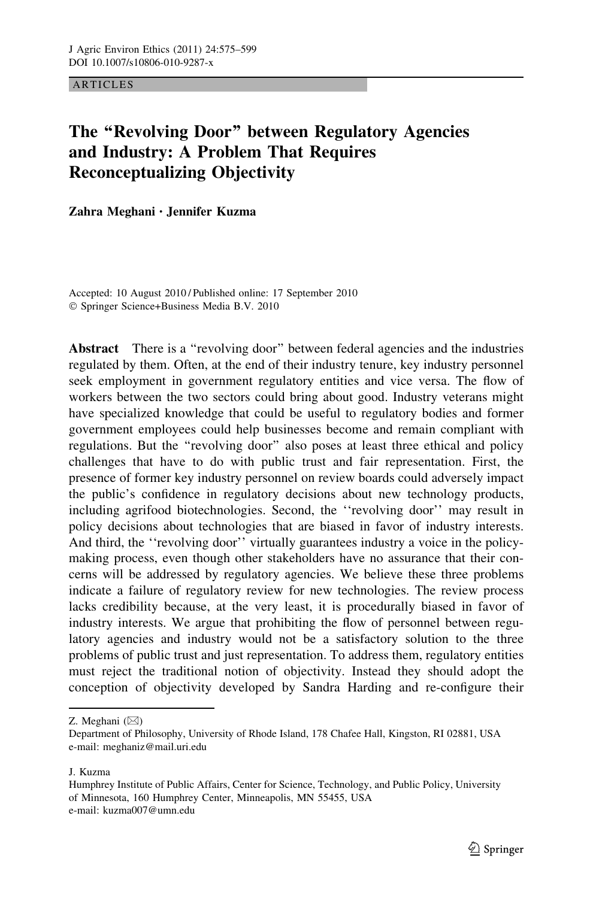ARTICLES

# The "Revolving Door" between Regulatory Agencies and Industry: A Problem That Requires Reconceptualizing Objectivity

**Zahra Meghani · Jennifer Kuzma**

Accepted: 10 August 2010 / Published online: 17 September 2010
© Springer Science+Business Media B.V. 2010

**Abstract** There is a "revolving door" between federal agencies and the industries regulated by them. Often, at the end of their industry tenure, key industry personnel seek employment in government regulatory entities and vice versa. The flow of workers between the two sectors could bring about good. Industry veterans might have specialized knowledge that could be useful to regulatory bodies and former government employees could help businesses become and remain compliant with regulations. But the "revolving door" also poses at least three ethical and policy challenges that have to do with public trust and fair representation. First, the presence of former key industry personnel on review boards could adversely impact the public's confidence in regulatory decisions about new technology products, including agrifood biotechnologies. Second, the ''revolving door'' may result in policy decisions about technologies that are biased in favor of industry interests. And third, the ''revolving door'' virtually guarantees industry a voice in the policy-making process, even though other stakeholders have no assurance that their concerns will be addressed by regulatory agencies. We believe these three problems indicate a failure of regulatory review for new technologies. The review process lacks credibility because, at the very least, it is procedurally biased in favor of industry interests. We argue that prohibiting the flow of personnel between regulatory agencies and industry would not be a satisfactory solution to the three problems of public trust and just representation. To address them, regulatory entities must reject the traditional notion of objectivity. Instead they should adopt the conception of objectivity developed by Sandra Harding and re-configure their

Z. Meghani (✉)
Department of Philosophy, University of Rhode Island, 178 Chafee Hall, Kingston, RI 02881, USA
e-mail: meghaniz@mail.uri.edu

J. Kuzma
Humphrey Institute of Public Affairs, Center for Science, Technology, and Public Policy, University of Minnesota, 160 Humphrey Center, Minneapolis, MN 55455, USA
e-mail: kuzma007@umn.edu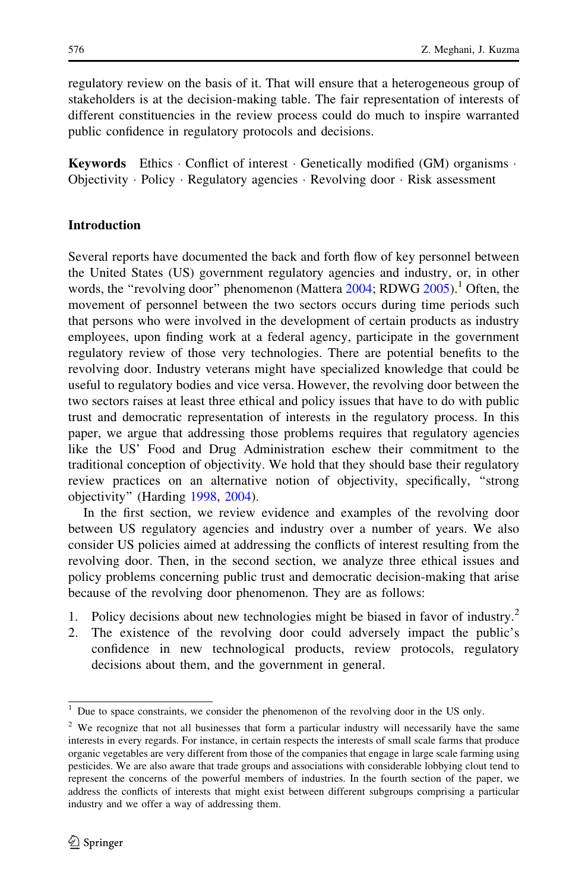regulatory review on the basis of it. That will ensure that a heterogeneous group of stakeholders is at the decision-making table. The fair representation of interests of different constituencies in the review process could do much to inspire warranted public confidence in regulatory protocols and decisions.

**Keywords** Ethics · Conflict of interest · Genetically modified (GM) organisms · Objectivity · Policy · Regulatory agencies · Revolving door · Risk assessment

## Introduction

Several reports have documented the back and forth flow of key personnel between the United States (US) government regulatory agencies and industry, or, in other words, the "revolving door" phenomenon (Mattera 2004; RDWG 2005).[1] Often, the movement of personnel between the two sectors occurs during time periods such that persons who were involved in the development of certain products as industry employees, upon finding work at a federal agency, participate in the government regulatory review of those very technologies. There are potential benefits to the revolving door. Industry veterans might have specialized knowledge that could be useful to regulatory bodies and vice versa. However, the revolving door between the two sectors raises at least three ethical and policy issues that have to do with public trust and democratic representation of interests in the regulatory process. In this paper, we argue that addressing those problems requires that regulatory agencies like the US' Food and Drug Administration eschew their commitment to the traditional conception of objectivity. We hold that they should base their regulatory review practices on an alternative notion of objectivity, specifically, "strong objectivity" (Harding 1998, 2004).

In the first section, we review evidence and examples of the revolving door between US regulatory agencies and industry over a number of years. We also consider US policies aimed at addressing the conflicts of interest resulting from the revolving door. Then, in the second section, we analyze three ethical issues and policy problems concerning public trust and democratic decision-making that arise because of the revolving door phenomenon. They are as follows:

1. Policy decisions about new technologies might be biased in favor of industry.[2]
2. The existence of the revolving door could adversely impact the public's confidence in new technological products, review protocols, regulatory decisions about them, and the government in general.

[1] Due to space constraints, we consider the phenomenon of the revolving door in the US only.

[2] We recognize that not all businesses that form a particular industry will necessarily have the same interests in every regards. For instance, in certain respects the interests of small scale farms that produce organic vegetables are very different from those of the companies that engage in large scale farming using pesticides. We are also aware that trade groups and associations with considerable lobbying clout tend to represent the concerns of the powerful members of industries. In the fourth section of the paper, we address the conflicts of interests that might exist between different subgroups comprising a particular industry and we offer a way of addressing them.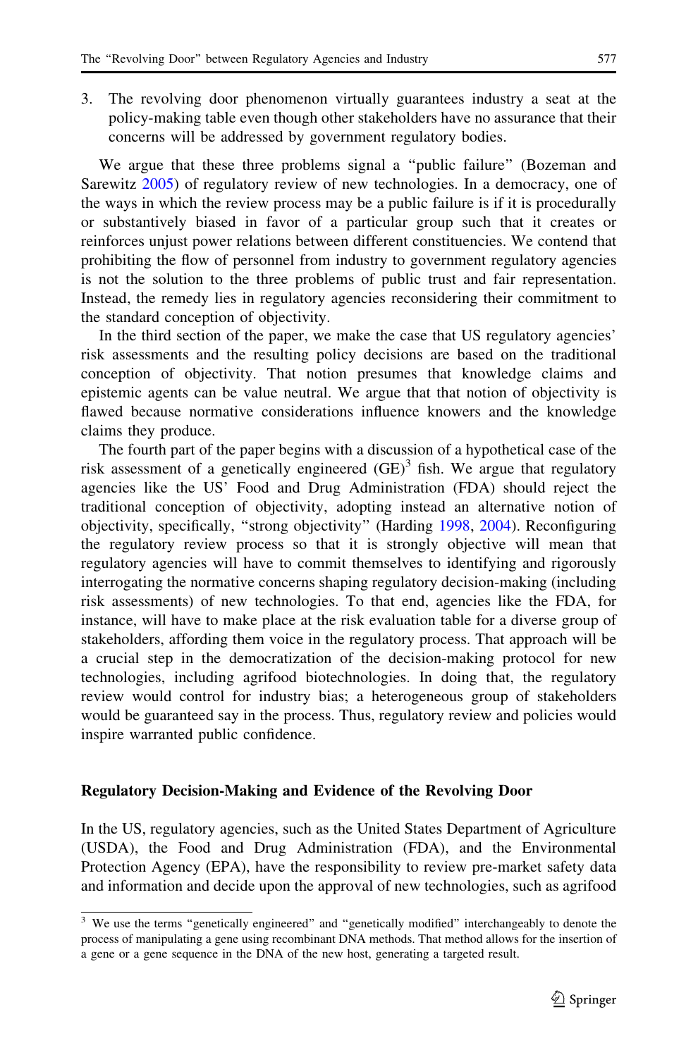3. The revolving door phenomenon virtually guarantees industry a seat at the policy-making table even though other stakeholders have no assurance that their concerns will be addressed by government regulatory bodies.

We argue that these three problems signal a "public failure" (Bozeman and Sarewitz 2005) of regulatory review of new technologies. In a democracy, one of the ways in which the review process may be a public failure is if it is procedurally or substantively biased in favor of a particular group such that it creates or reinforces unjust power relations between different constituencies. We contend that prohibiting the flow of personnel from industry to government regulatory agencies is not the solution to the three problems of public trust and fair representation. Instead, the remedy lies in regulatory agencies reconsidering their commitment to the standard conception of objectivity.

In the third section of the paper, we make the case that US regulatory agencies' risk assessments and the resulting policy decisions are based on the traditional conception of objectivity. That notion presumes that knowledge claims and epistemic agents can be value neutral. We argue that that notion of objectivity is flawed because normative considerations influence knowers and the knowledge claims they produce.

The fourth part of the paper begins with a discussion of a hypothetical case of the risk assessment of a genetically engineered (GE)[3] fish. We argue that regulatory agencies like the US' Food and Drug Administration (FDA) should reject the traditional conception of objectivity, adopting instead an alternative notion of objectivity, specifically, "strong objectivity" (Harding 1998, 2004). Reconfiguring the regulatory review process so that it is strongly objective will mean that regulatory agencies will have to commit themselves to identifying and rigorously interrogating the normative concerns shaping regulatory decision-making (including risk assessments) of new technologies. To that end, agencies like the FDA, for instance, will have to make place at the risk evaluation table for a diverse group of stakeholders, affording them voice in the regulatory process. That approach will be a crucial step in the democratization of the decision-making protocol for new technologies, including agrifood biotechnologies. In doing that, the regulatory review would control for industry bias; a heterogeneous group of stakeholders would be guaranteed say in the process. Thus, regulatory review and policies would inspire warranted public confidence.

## Regulatory Decision-Making and Evidence of the Revolving Door

In the US, regulatory agencies, such as the United States Department of Agriculture (USDA), the Food and Drug Administration (FDA), and the Environmental Protection Agency (EPA), have the responsibility to review pre-market safety data and information and decide upon the approval of new technologies, such as agrifood

[3] We use the terms "genetically engineered" and "genetically modified" interchangeably to denote the process of manipulating a gene using recombinant DNA methods. That method allows for the insertion of a gene or a gene sequence in the DNA of the new host, generating a targeted result.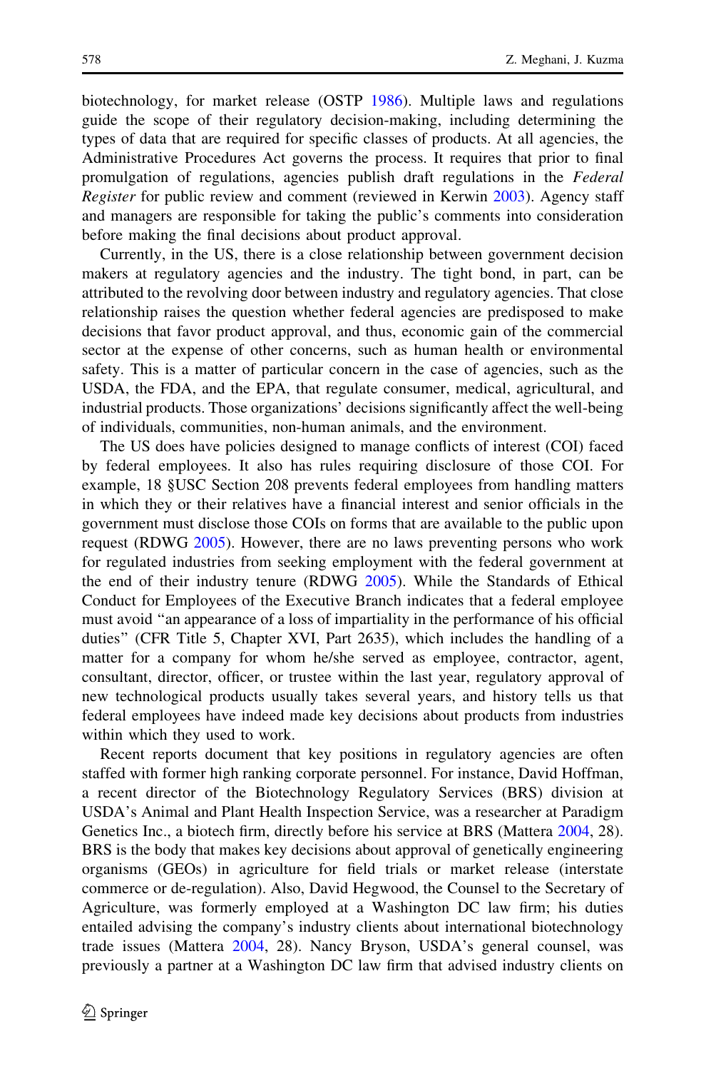biotechnology, for market release (OSTP 1986). Multiple laws and regulations guide the scope of their regulatory decision-making, including determining the types of data that are required for specific classes of products. At all agencies, the Administrative Procedures Act governs the process. It requires that prior to final promulgation of regulations, agencies publish draft regulations in the *Federal Register* for public review and comment (reviewed in Kerwin 2003). Agency staff and managers are responsible for taking the public's comments into consideration before making the final decisions about product approval.

Currently, in the US, there is a close relationship between government decision makers at regulatory agencies and the industry. The tight bond, in part, can be attributed to the revolving door between industry and regulatory agencies. That close relationship raises the question whether federal agencies are predisposed to make decisions that favor product approval, and thus, economic gain of the commercial sector at the expense of other concerns, such as human health or environmental safety. This is a matter of particular concern in the case of agencies, such as the USDA, the FDA, and the EPA, that regulate consumer, medical, agricultural, and industrial products. Those organizations' decisions significantly affect the well-being of individuals, communities, non-human animals, and the environment.

The US does have policies designed to manage conflicts of interest (COI) faced by federal employees. It also has rules requiring disclosure of those COI. For example, 18 §USC Section 208 prevents federal employees from handling matters in which they or their relatives have a financial interest and senior officials in the government must disclose those COIs on forms that are available to the public upon request (RDWG 2005). However, there are no laws preventing persons who work for regulated industries from seeking employment with the federal government at the end of their industry tenure (RDWG 2005). While the Standards of Ethical Conduct for Employees of the Executive Branch indicates that a federal employee must avoid "an appearance of a loss of impartiality in the performance of his official duties" (CFR Title 5, Chapter XVI, Part 2635), which includes the handling of a matter for a company for whom he/she served as employee, contractor, agent, consultant, director, officer, or trustee within the last year, regulatory approval of new technological products usually takes several years, and history tells us that federal employees have indeed made key decisions about products from industries within which they used to work.

Recent reports document that key positions in regulatory agencies are often staffed with former high ranking corporate personnel. For instance, David Hoffman, a recent director of the Biotechnology Regulatory Services (BRS) division at USDA's Animal and Plant Health Inspection Service, was a researcher at Paradigm Genetics Inc., a biotech firm, directly before his service at BRS (Mattera 2004, 28). BRS is the body that makes key decisions about approval of genetically engineering organisms (GEOs) in agriculture for field trials or market release (interstate commerce or de-regulation). Also, David Hegwood, the Counsel to the Secretary of Agriculture, was formerly employed at a Washington DC law firm; his duties entailed advising the company's industry clients about international biotechnology trade issues (Mattera 2004, 28). Nancy Bryson, USDA's general counsel, was previously a partner at a Washington DC law firm that advised industry clients on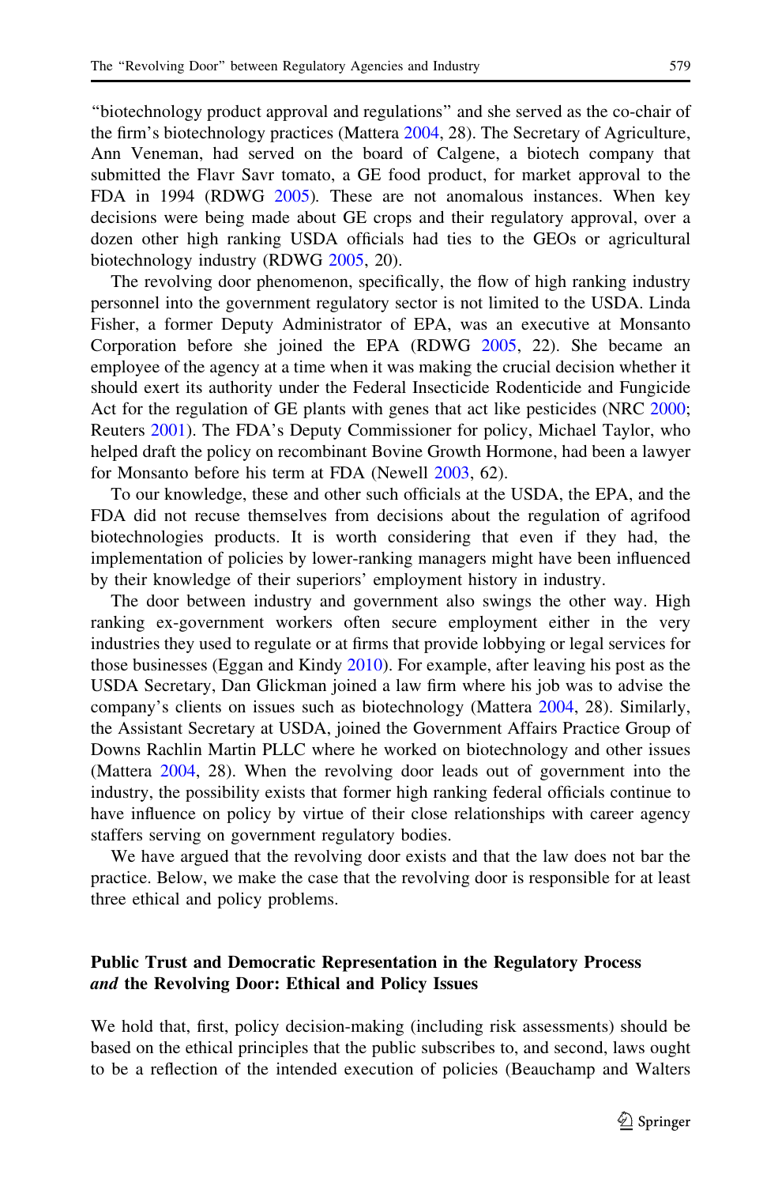"biotechnology product approval and regulations" and she served as the co-chair of the firm's biotechnology practices (Mattera 2004, 28). The Secretary of Agriculture, Ann Veneman, had served on the board of Calgene, a biotech company that submitted the Flavr Savr tomato, a GE food product, for market approval to the FDA in 1994 (RDWG 2005). These are not anomalous instances. When key decisions were being made about GE crops and their regulatory approval, over a dozen other high ranking USDA officials had ties to the GEOs or agricultural biotechnology industry (RDWG 2005, 20).

The revolving door phenomenon, specifically, the flow of high ranking industry personnel into the government regulatory sector is not limited to the USDA. Linda Fisher, a former Deputy Administrator of EPA, was an executive at Monsanto Corporation before she joined the EPA (RDWG 2005, 22). She became an employee of the agency at a time when it was making the crucial decision whether it should exert its authority under the Federal Insecticide Rodenticide and Fungicide Act for the regulation of GE plants with genes that act like pesticides (NRC 2000; Reuters 2001). The FDA's Deputy Commissioner for policy, Michael Taylor, who helped draft the policy on recombinant Bovine Growth Hormone, had been a lawyer for Monsanto before his term at FDA (Newell 2003, 62).

To our knowledge, these and other such officials at the USDA, the EPA, and the FDA did not recuse themselves from decisions about the regulation of agrifood biotechnologies products. It is worth considering that even if they had, the implementation of policies by lower-ranking managers might have been influenced by their knowledge of their superiors' employment history in industry.

The door between industry and government also swings the other way. High ranking ex-government workers often secure employment either in the very industries they used to regulate or at firms that provide lobbying or legal services for those businesses (Eggan and Kindy 2010). For example, after leaving his post as the USDA Secretary, Dan Glickman joined a law firm where his job was to advise the company's clients on issues such as biotechnology (Mattera 2004, 28). Similarly, the Assistant Secretary at USDA, joined the Government Affairs Practice Group of Downs Rachlin Martin PLLC where he worked on biotechnology and other issues (Mattera 2004, 28). When the revolving door leads out of government into the industry, the possibility exists that former high ranking federal officials continue to have influence on policy by virtue of their close relationships with career agency staffers serving on government regulatory bodies.

We have argued that the revolving door exists and that the law does not bar the practice. Below, we make the case that the revolving door is responsible for at least three ethical and policy problems.

## Public Trust and Democratic Representation in the Regulatory Process *and* the Revolving Door: Ethical and Policy Issues

We hold that, first, policy decision-making (including risk assessments) should be based on the ethical principles that the public subscribes to, and second, laws ought to be a reflection of the intended execution of policies (Beauchamp and Walters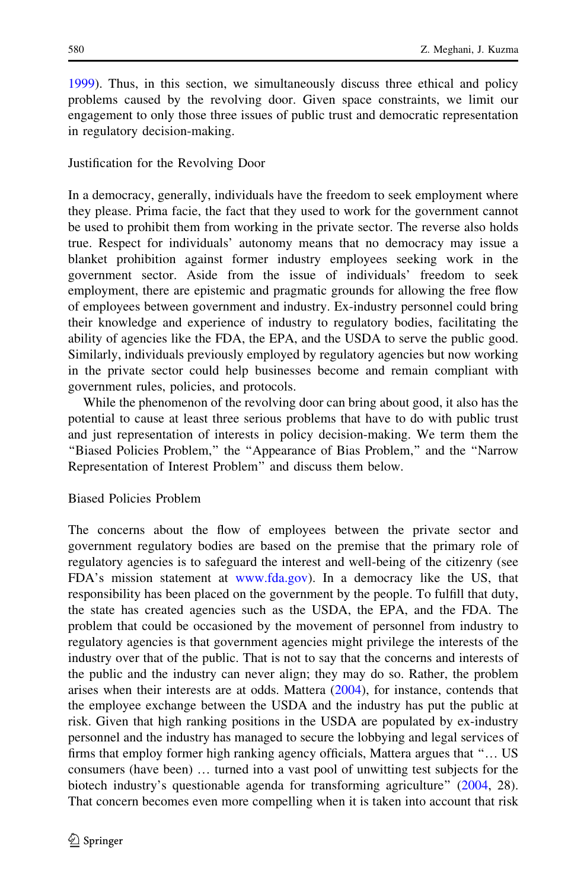1999). Thus, in this section, we simultaneously discuss three ethical and policy problems caused by the revolving door. Given space constraints, we limit our engagement to only those three issues of public trust and democratic representation in regulatory decision-making.

### Justification for the Revolving Door

In a democracy, generally, individuals have the freedom to seek employment where they please. Prima facie, the fact that they used to work for the government cannot be used to prohibit them from working in the private sector. The reverse also holds true. Respect for individuals' autonomy means that no democracy may issue a blanket prohibition against former industry employees seeking work in the government sector. Aside from the issue of individuals' freedom to seek employment, there are epistemic and pragmatic grounds for allowing the free flow of employees between government and industry. Ex-industry personnel could bring their knowledge and experience of industry to regulatory bodies, facilitating the ability of agencies like the FDA, the EPA, and the USDA to serve the public good. Similarly, individuals previously employed by regulatory agencies but now working in the private sector could help businesses become and remain compliant with government rules, policies, and protocols.

While the phenomenon of the revolving door can bring about good, it also has the potential to cause at least three serious problems that have to do with public trust and just representation of interests in policy decision-making. We term them the "Biased Policies Problem," the "Appearance of Bias Problem," and the "Narrow Representation of Interest Problem" and discuss them below.

### Biased Policies Problem

The concerns about the flow of employees between the private sector and government regulatory bodies are based on the premise that the primary role of regulatory agencies is to safeguard the interest and well-being of the citizenry (see FDA's mission statement at www.fda.gov). In a democracy like the US, that responsibility has been placed on the government by the people. To fulfill that duty, the state has created agencies such as the USDA, the EPA, and the FDA. The problem that could be occasioned by the movement of personnel from industry to regulatory agencies is that government agencies might privilege the interests of the industry over that of the public. That is not to say that the concerns and interests of the public and the industry can never align; they may do so. Rather, the problem arises when their interests are at odds. Mattera (2004), for instance, contends that the employee exchange between the USDA and the industry has put the public at risk. Given that high ranking positions in the USDA are populated by ex-industry personnel and the industry has managed to secure the lobbying and legal services of firms that employ former high ranking agency officials, Mattera argues that "… US consumers (have been) … turned into a vast pool of unwitting test subjects for the biotech industry's questionable agenda for transforming agriculture" (2004, 28). That concern becomes even more compelling when it is taken into account that risk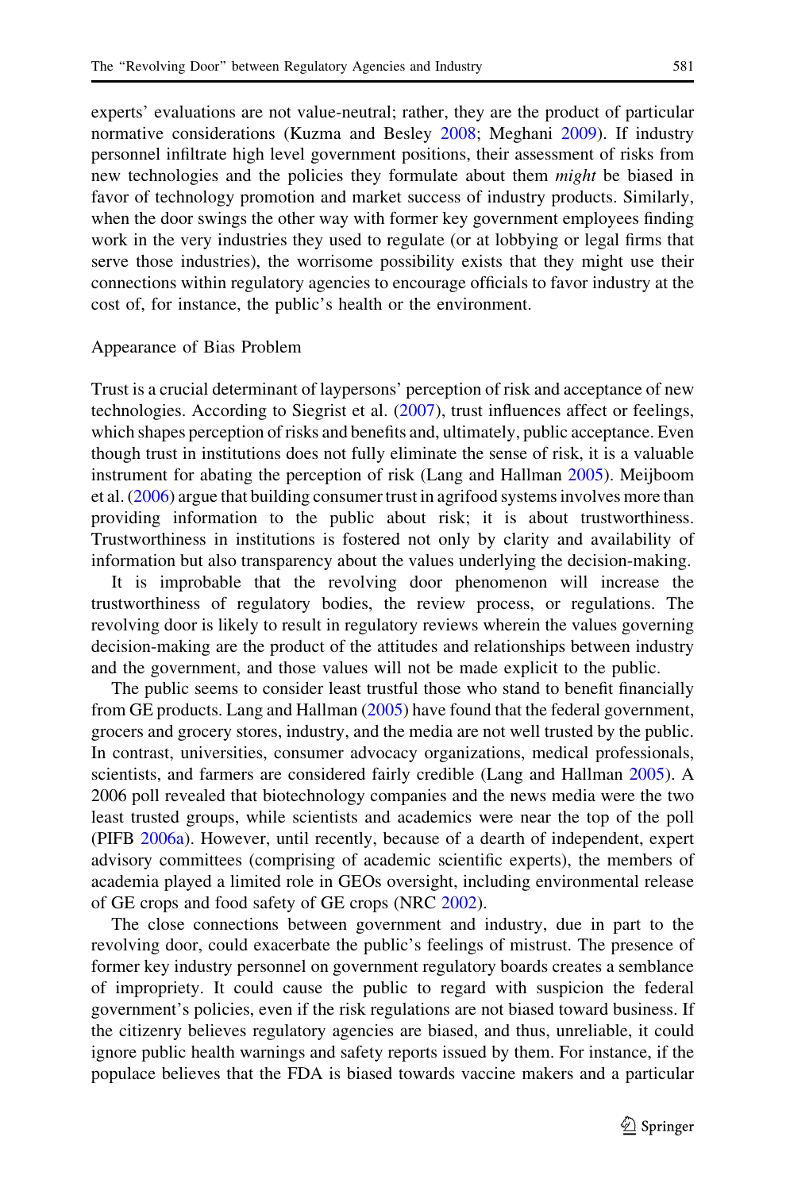experts' evaluations are not value-neutral; rather, they are the product of particular normative considerations (Kuzma and Besley 2008; Meghani 2009). If industry personnel infiltrate high level government positions, their assessment of risks from new technologies and the policies they formulate about them *might* be biased in favor of technology promotion and market success of industry products. Similarly, when the door swings the other way with former key government employees finding work in the very industries they used to regulate (or at lobbying or legal firms that serve those industries), the worrisome possibility exists that they might use their connections within regulatory agencies to encourage officials to favor industry at the cost of, for instance, the public's health or the environment.

## Appearance of Bias Problem

Trust is a crucial determinant of laypersons' perception of risk and acceptance of new technologies. According to Siegrist et al. (2007), trust influences affect or feelings, which shapes perception of risks and benefits and, ultimately, public acceptance. Even though trust in institutions does not fully eliminate the sense of risk, it is a valuable instrument for abating the perception of risk (Lang and Hallman 2005). Meijboom et al. (2006) argue that building consumer trust in agrifood systems involves more than providing information to the public about risk; it is about trustworthiness. Trustworthiness in institutions is fostered not only by clarity and availability of information but also transparency about the values underlying the decision-making.

It is improbable that the revolving door phenomenon will increase the trustworthiness of regulatory bodies, the review process, or regulations. The revolving door is likely to result in regulatory reviews wherein the values governing decision-making are the product of the attitudes and relationships between industry and the government, and those values will not be made explicit to the public.

The public seems to consider least trustful those who stand to benefit financially from GE products. Lang and Hallman (2005) have found that the federal government, grocers and grocery stores, industry, and the media are not well trusted by the public. In contrast, universities, consumer advocacy organizations, medical professionals, scientists, and farmers are considered fairly credible (Lang and Hallman 2005). A 2006 poll revealed that biotechnology companies and the news media were the two least trusted groups, while scientists and academics were near the top of the poll (PIFB 2006a). However, until recently, because of a dearth of independent, expert advisory committees (comprising of academic scientific experts), the members of academia played a limited role in GEOs oversight, including environmental release of GE crops and food safety of GE crops (NRC 2002).

The close connections between government and industry, due in part to the revolving door, could exacerbate the public's feelings of mistrust. The presence of former key industry personnel on government regulatory boards creates a semblance of impropriety. It could cause the public to regard with suspicion the federal government's policies, even if the risk regulations are not biased toward business. If the citizenry believes regulatory agencies are biased, and thus, unreliable, it could ignore public health warnings and safety reports issued by them. For instance, if the populace believes that the FDA is biased towards vaccine makers and a particular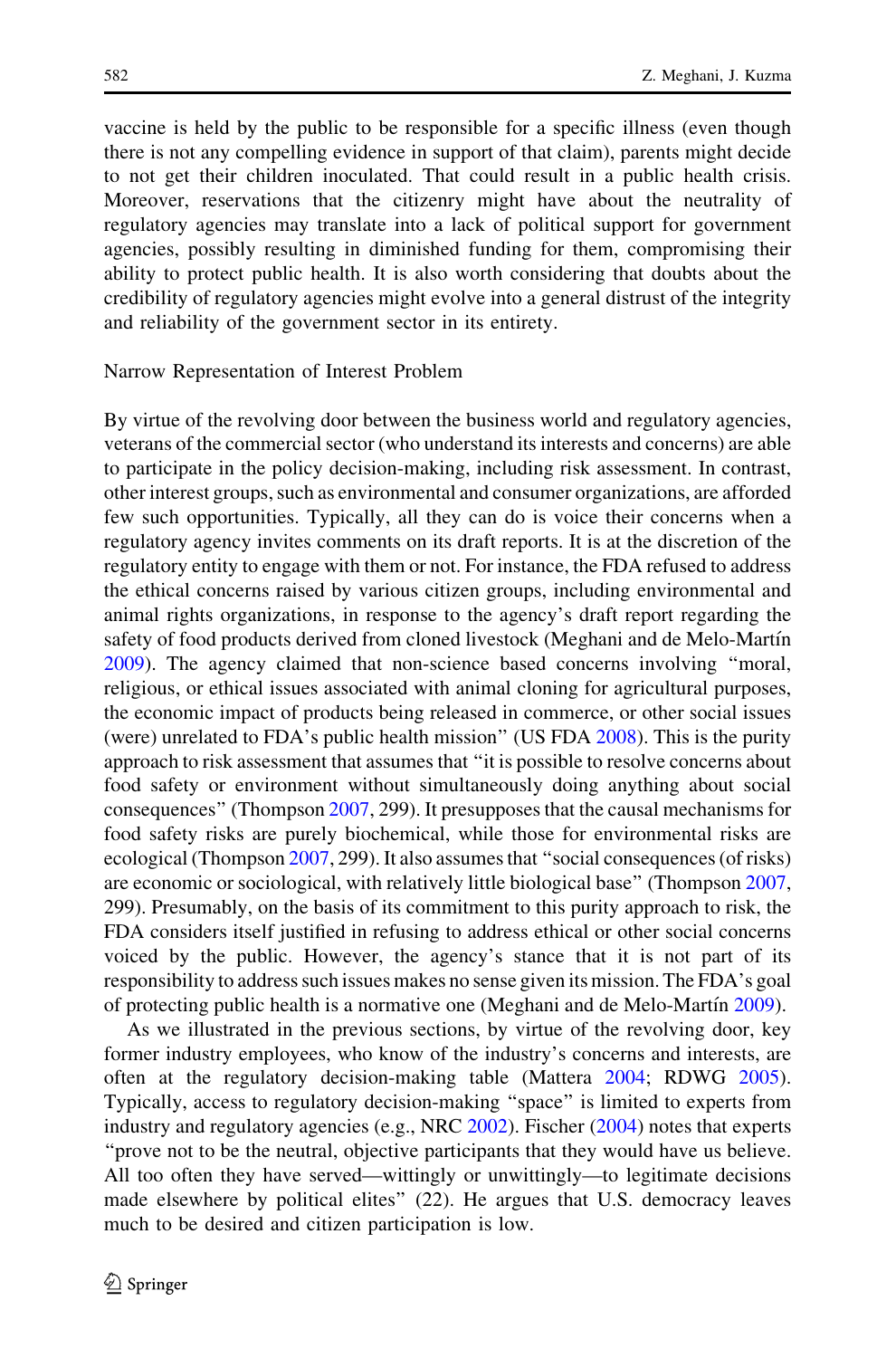vaccine is held by the public to be responsible for a specific illness (even though there is not any compelling evidence in support of that claim), parents might decide to not get their children inoculated. That could result in a public health crisis. Moreover, reservations that the citizenry might have about the neutrality of regulatory agencies may translate into a lack of political support for government agencies, possibly resulting in diminished funding for them, compromising their ability to protect public health. It is also worth considering that doubts about the credibility of regulatory agencies might evolve into a general distrust of the integrity and reliability of the government sector in its entirety.

### Narrow Representation of Interest Problem

By virtue of the revolving door between the business world and regulatory agencies, veterans of the commercial sector (who understand its interests and concerns) are able to participate in the policy decision-making, including risk assessment. In contrast, other interest groups, such as environmental and consumer organizations, are afforded few such opportunities. Typically, all they can do is voice their concerns when a regulatory agency invites comments on its draft reports. It is at the discretion of the regulatory entity to engage with them or not. For instance, the FDA refused to address the ethical concerns raised by various citizen groups, including environmental and animal rights organizations, in response to the agency's draft report regarding the safety of food products derived from cloned livestock (Meghani and de Melo-Martín 2009). The agency claimed that non-science based concerns involving "moral, religious, or ethical issues associated with animal cloning for agricultural purposes, the economic impact of products being released in commerce, or other social issues (were) unrelated to FDA's public health mission" (US FDA 2008). This is the purity approach to risk assessment that assumes that "it is possible to resolve concerns about food safety or environment without simultaneously doing anything about social consequences" (Thompson 2007, 299). It presupposes that the causal mechanisms for food safety risks are purely biochemical, while those for environmental risks are ecological (Thompson 2007, 299). It also assumes that "social consequences (of risks) are economic or sociological, with relatively little biological base" (Thompson 2007, 299). Presumably, on the basis of its commitment to this purity approach to risk, the FDA considers itself justified in refusing to address ethical or other social concerns voiced by the public. However, the agency's stance that it is not part of its responsibility to address such issues makes no sense given its mission. The FDA's goal of protecting public health is a normative one (Meghani and de Melo-Martín 2009).

As we illustrated in the previous sections, by virtue of the revolving door, key former industry employees, who know of the industry's concerns and interests, are often at the regulatory decision-making table (Mattera 2004; RDWG 2005). Typically, access to regulatory decision-making "space" is limited to experts from industry and regulatory agencies (e.g., NRC 2002). Fischer (2004) notes that experts "prove not to be the neutral, objective participants that they would have us believe. All too often they have served—wittingly or unwittingly—to legitimate decisions made elsewhere by political elites" (22). He argues that U.S. democracy leaves much to be desired and citizen participation is low.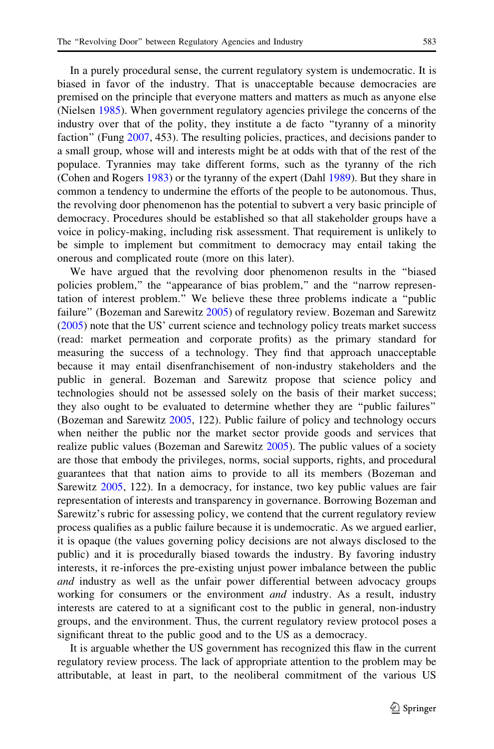In a purely procedural sense, the current regulatory system is undemocratic. It is biased in favor of the industry. That is unacceptable because democracies are premised on the principle that everyone matters and matters as much as anyone else (Nielsen 1985). When government regulatory agencies privilege the concerns of the industry over that of the polity, they institute a de facto "tyranny of a minority faction" (Fung 2007, 453). The resulting policies, practices, and decisions pander to a small group, whose will and interests might be at odds with that of the rest of the populace. Tyrannies may take different forms, such as the tyranny of the rich (Cohen and Rogers 1983) or the tyranny of the expert (Dahl 1989). But they share in common a tendency to undermine the efforts of the people to be autonomous. Thus, the revolving door phenomenon has the potential to subvert a very basic principle of democracy. Procedures should be established so that all stakeholder groups have a voice in policy-making, including risk assessment. That requirement is unlikely to be simple to implement but commitment to democracy may entail taking the onerous and complicated route (more on this later).

We have argued that the revolving door phenomenon results in the "biased policies problem," the "appearance of bias problem," and the "narrow representation of interest problem." We believe these three problems indicate a "public failure" (Bozeman and Sarewitz 2005) of regulatory review. Bozeman and Sarewitz (2005) note that the US' current science and technology policy treats market success (read: market permeation and corporate profits) as the primary standard for measuring the success of a technology. They find that approach unacceptable because it may entail disenfranchisement of non-industry stakeholders and the public in general. Bozeman and Sarewitz propose that science policy and technologies should not be assessed solely on the basis of their market success; they also ought to be evaluated to determine whether they are "public failures" (Bozeman and Sarewitz 2005, 122). Public failure of policy and technology occurs when neither the public nor the market sector provide goods and services that realize public values (Bozeman and Sarewitz 2005). The public values of a society are those that embody the privileges, norms, social supports, rights, and procedural guarantees that that nation aims to provide to all its members (Bozeman and Sarewitz 2005, 122). In a democracy, for instance, two key public values are fair representation of interests and transparency in governance. Borrowing Bozeman and Sarewitz's rubric for assessing policy, we contend that the current regulatory review process qualifies as a public failure because it is undemocratic. As we argued earlier, it is opaque (the values governing policy decisions are not always disclosed to the public) and it is procedurally biased towards the industry. By favoring industry interests, it re-inforces the pre-existing unjust power imbalance between the public *and* industry as well as the unfair power differential between advocacy groups working for consumers or the environment *and* industry. As a result, industry interests are catered to at a significant cost to the public in general, non-industry groups, and the environment. Thus, the current regulatory review protocol poses a significant threat to the public good and to the US as a democracy.

It is arguable whether the US government has recognized this flaw in the current regulatory review process. The lack of appropriate attention to the problem may be attributable, at least in part, to the neoliberal commitment of the various US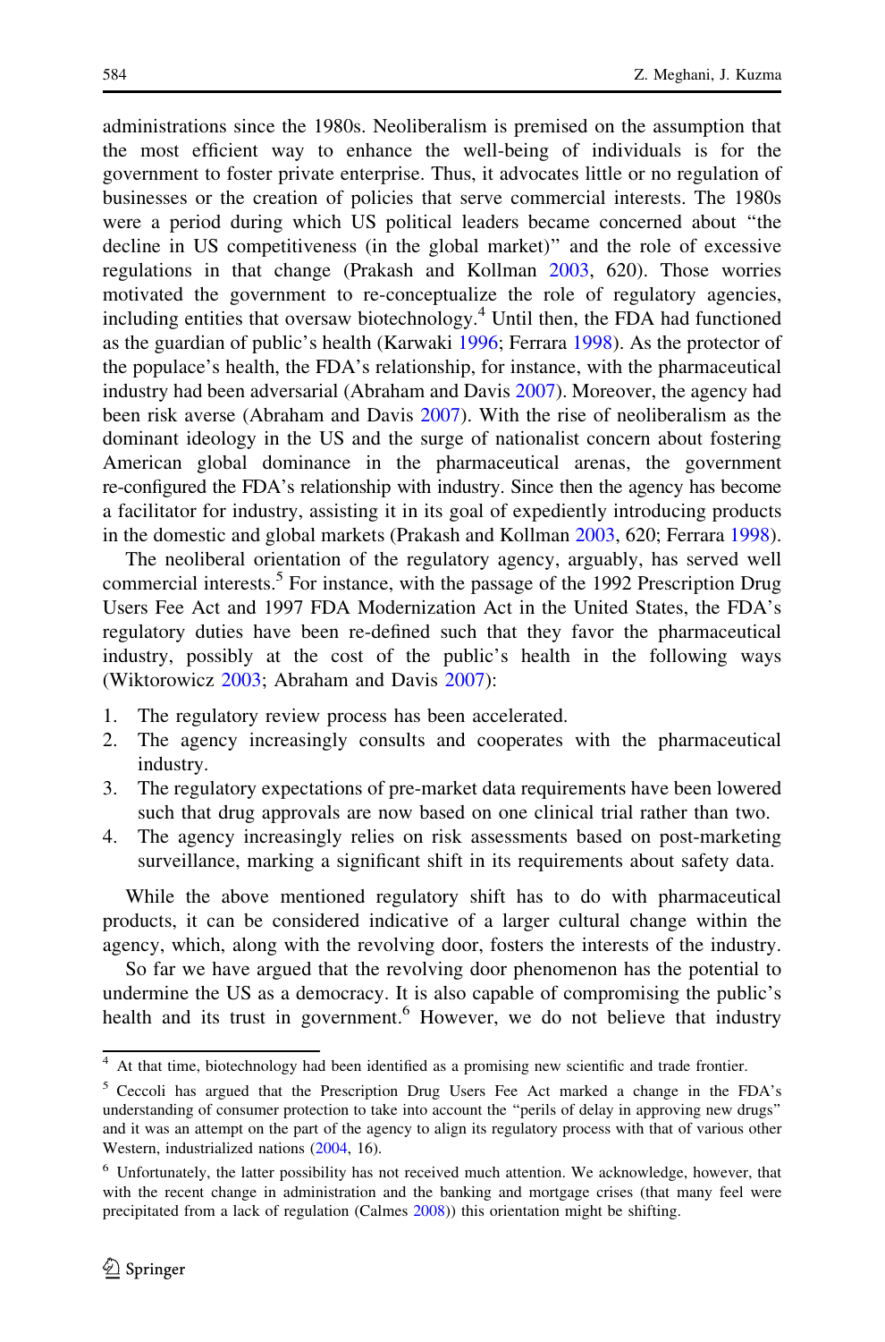administrations since the 1980s. Neoliberalism is premised on the assumption that the most efficient way to enhance the well-being of individuals is for the government to foster private enterprise. Thus, it advocates little or no regulation of businesses or the creation of policies that serve commercial interests. The 1980s were a period during which US political leaders became concerned about "the decline in US competitiveness (in the global market)" and the role of excessive regulations in that change (Prakash and Kollman 2003, 620). Those worries motivated the government to re-conceptualize the role of regulatory agencies, including entities that oversaw biotechnology.[4] Until then, the FDA had functioned as the guardian of public's health (Karwaki 1996; Ferrara 1998). As the protector of the populace's health, the FDA's relationship, for instance, with the pharmaceutical industry had been adversarial (Abraham and Davis 2007). Moreover, the agency had been risk averse (Abraham and Davis 2007). With the rise of neoliberalism as the dominant ideology in the US and the surge of nationalist concern about fostering American global dominance in the pharmaceutical arenas, the government re-configured the FDA's relationship with industry. Since then the agency has become a facilitator for industry, assisting it in its goal of expediently introducing products in the domestic and global markets (Prakash and Kollman 2003, 620; Ferrara 1998).

The neoliberal orientation of the regulatory agency, arguably, has served well commercial interests.[5] For instance, with the passage of the 1992 Prescription Drug Users Fee Act and 1997 FDA Modernization Act in the United States, the FDA's regulatory duties have been re-defined such that they favor the pharmaceutical industry, possibly at the cost of the public's health in the following ways (Wiktorowicz 2003; Abraham and Davis 2007):

1. The regulatory review process has been accelerated.
2. The agency increasingly consults and cooperates with the pharmaceutical industry.
3. The regulatory expectations of pre-market data requirements have been lowered such that drug approvals are now based on one clinical trial rather than two.
4. The agency increasingly relies on risk assessments based on post-marketing surveillance, marking a significant shift in its requirements about safety data.

While the above mentioned regulatory shift has to do with pharmaceutical products, it can be considered indicative of a larger cultural change within the agency, which, along with the revolving door, fosters the interests of the industry.

So far we have argued that the revolving door phenomenon has the potential to undermine the US as a democracy. It is also capable of compromising the public's health and its trust in government.[6] However, we do not believe that industry

---

[4] At that time, biotechnology had been identified as a promising new scientific and trade frontier.

[5] Ceccoli has argued that the Prescription Drug Users Fee Act marked a change in the FDA's understanding of consumer protection to take into account the "perils of delay in approving new drugs" and it was an attempt on the part of the agency to align its regulatory process with that of various other Western, industrialized nations (2004, 16).

[6] Unfortunately, the latter possibility has not received much attention. We acknowledge, however, that with the recent change in administration and the banking and mortgage crises (that many feel were precipitated from a lack of regulation (Calmes 2008)) this orientation might be shifting.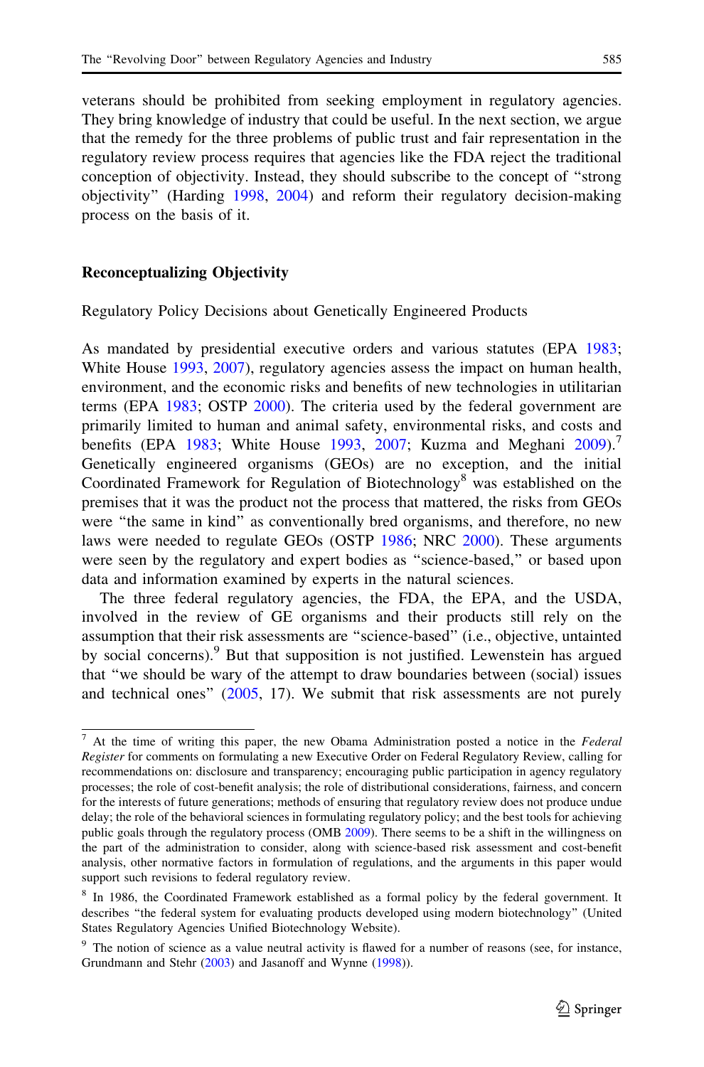veterans should be prohibited from seeking employment in regulatory agencies. They bring knowledge of industry that could be useful. In the next section, we argue that the remedy for the three problems of public trust and fair representation in the regulatory review process requires that agencies like the FDA reject the traditional conception of objectivity. Instead, they should subscribe to the concept of "strong objectivity" (Harding 1998, 2004) and reform their regulatory decision-making process on the basis of it.

## Reconceptualizing Objectivity

### Regulatory Policy Decisions about Genetically Engineered Products

As mandated by presidential executive orders and various statutes (EPA 1983; White House 1993, 2007), regulatory agencies assess the impact on human health, environment, and the economic risks and benefits of new technologies in utilitarian terms (EPA 1983; OSTP 2000). The criteria used by the federal government are primarily limited to human and animal safety, environmental risks, and costs and benefits (EPA 1983; White House 1993, 2007; Kuzma and Meghani 2009).[7] Genetically engineered organisms (GEOs) are no exception, and the initial Coordinated Framework for Regulation of Biotechnology[8] was established on the premises that it was the product not the process that mattered, the risks from GEOs were "the same in kind" as conventionally bred organisms, and therefore, no new laws were needed to regulate GEOs (OSTP 1986; NRC 2000). These arguments were seen by the regulatory and expert bodies as "science-based," or based upon data and information examined by experts in the natural sciences.

The three federal regulatory agencies, the FDA, the EPA, and the USDA, involved in the review of GE organisms and their products still rely on the assumption that their risk assessments are "science-based" (i.e., objective, untainted by social concerns).[9] But that supposition is not justified. Lewenstein has argued that "we should be wary of the attempt to draw boundaries between (social) issues and technical ones" (2005, 17). We submit that risk assessments are not purely

---

[7] At the time of writing this paper, the new Obama Administration posted a notice in the *Federal Register* for comments on formulating a new Executive Order on Federal Regulatory Review, calling for recommendations on: disclosure and transparency; encouraging public participation in agency regulatory processes; the role of cost-benefit analysis; the role of distributional considerations, fairness, and concern for the interests of future generations; methods of ensuring that regulatory review does not produce undue delay; the role of the behavioral sciences in formulating regulatory policy; and the best tools for achieving public goals through the regulatory process (OMB 2009). There seems to be a shift in the willingness on the part of the administration to consider, along with science-based risk assessment and cost-benefit analysis, other normative factors in formulation of regulations, and the arguments in this paper would support such revisions to federal regulatory review.

[8] In 1986, the Coordinated Framework established as a formal policy by the federal government. It describes "the federal system for evaluating products developed using modern biotechnology" (United States Regulatory Agencies Unified Biotechnology Website).

[9] The notion of science as a value neutral activity is flawed for a number of reasons (see, for instance, Grundmann and Stehr (2003) and Jasanoff and Wynne (1998)).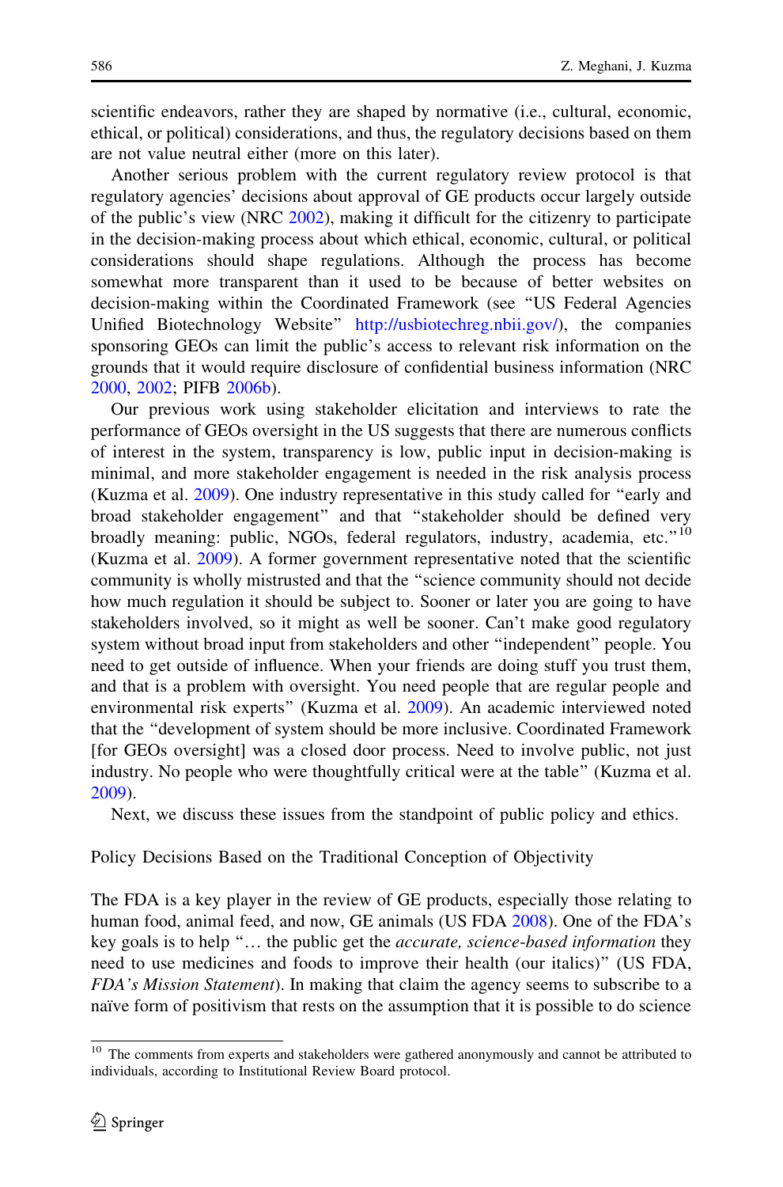scientific endeavors, rather they are shaped by normative (i.e., cultural, economic, ethical, or political) considerations, and thus, the regulatory decisions based on them are not value neutral either (more on this later).

Another serious problem with the current regulatory review protocol is that regulatory agencies' decisions about approval of GE products occur largely outside of the public's view (NRC 2002), making it difficult for the citizenry to participate in the decision-making process about which ethical, economic, cultural, or political considerations should shape regulations. Although the process has become somewhat more transparent than it used to be because of better websites on decision-making within the Coordinated Framework (see "US Federal Agencies Unified Biotechnology Website" http://usbiotechreg.nbii.gov/), the companies sponsoring GEOs can limit the public's access to relevant risk information on the grounds that it would require disclosure of confidential business information (NRC 2000, 2002; PIFB 2006b).

Our previous work using stakeholder elicitation and interviews to rate the performance of GEOs oversight in the US suggests that there are numerous conflicts of interest in the system, transparency is low, public input in decision-making is minimal, and more stakeholder engagement is needed in the risk analysis process (Kuzma et al. 2009). One industry representative in this study called for "early and broad stakeholder engagement" and that "stakeholder should be defined very broadly meaning: public, NGOs, federal regulators, industry, academia, etc."[10] (Kuzma et al. 2009). A former government representative noted that the scientific community is wholly mistrusted and that the "science community should not decide how much regulation it should be subject to. Sooner or later you are going to have stakeholders involved, so it might as well be sooner. Can't make good regulatory system without broad input from stakeholders and other "independent" people. You need to get outside of influence. When your friends are doing stuff you trust them, and that is a problem with oversight. You need people that are regular people and environmental risk experts" (Kuzma et al. 2009). An academic interviewed noted that the "development of system should be more inclusive. Coordinated Framework [for GEOs oversight] was a closed door process. Need to involve public, not just industry. No people who were thoughtfully critical were at the table" (Kuzma et al. 2009).

Next, we discuss these issues from the standpoint of public policy and ethics.

## Policy Decisions Based on the Traditional Conception of Objectivity

The FDA is a key player in the review of GE products, especially those relating to human food, animal feed, and now, GE animals (US FDA 2008). One of the FDA's key goals is to help "… the public get the *accurate, science-based information* they need to use medicines and foods to improve their health (our italics)" (US FDA, *FDA's Mission Statement*). In making that claim the agency seems to subscribe to a naïve form of positivism that rests on the assumption that it is possible to do science

[10] The comments from experts and stakeholders were gathered anonymously and cannot be attributed to individuals, according to Institutional Review Board protocol.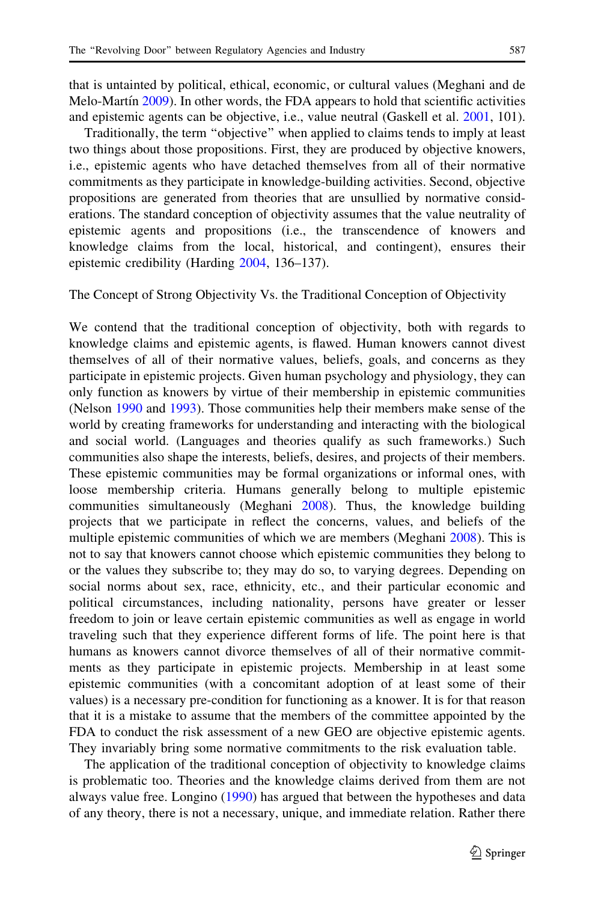that is untainted by political, ethical, economic, or cultural values (Meghani and de Melo-Martín 2009). In other words, the FDA appears to hold that scientific activities and epistemic agents can be objective, i.e., value neutral (Gaskell et al. 2001, 101).

Traditionally, the term "objective" when applied to claims tends to imply at least two things about those propositions. First, they are produced by objective knowers, i.e., epistemic agents who have detached themselves from all of their normative commitments as they participate in knowledge-building activities. Second, objective propositions are generated from theories that are unsullied by normative considerations. The standard conception of objectivity assumes that the value neutrality of epistemic agents and propositions (i.e., the transcendence of knowers and knowledge claims from the local, historical, and contingent), ensures their epistemic credibility (Harding 2004, 136–137).

## The Concept of Strong Objectivity Vs. the Traditional Conception of Objectivity

We contend that the traditional conception of objectivity, both with regards to knowledge claims and epistemic agents, is flawed. Human knowers cannot divest themselves of all of their normative values, beliefs, goals, and concerns as they participate in epistemic projects. Given human psychology and physiology, they can only function as knowers by virtue of their membership in epistemic communities (Nelson 1990 and 1993). Those communities help their members make sense of the world by creating frameworks for understanding and interacting with the biological and social world. (Languages and theories qualify as such frameworks.) Such communities also shape the interests, beliefs, desires, and projects of their members. These epistemic communities may be formal organizations or informal ones, with loose membership criteria. Humans generally belong to multiple epistemic communities simultaneously (Meghani 2008). Thus, the knowledge building projects that we participate in reflect the concerns, values, and beliefs of the multiple epistemic communities of which we are members (Meghani 2008). This is not to say that knowers cannot choose which epistemic communities they belong to or the values they subscribe to; they may do so, to varying degrees. Depending on social norms about sex, race, ethnicity, etc., and their particular economic and political circumstances, including nationality, persons have greater or lesser freedom to join or leave certain epistemic communities as well as engage in world traveling such that they experience different forms of life. The point here is that humans as knowers cannot divorce themselves of all of their normative commitments as they participate in epistemic projects. Membership in at least some epistemic communities (with a concomitant adoption of at least some of their values) is a necessary pre-condition for functioning as a knower. It is for that reason that it is a mistake to assume that the members of the committee appointed by the FDA to conduct the risk assessment of a new GEO are objective epistemic agents. They invariably bring some normative commitments to the risk evaluation table.

The application of the traditional conception of objectivity to knowledge claims is problematic too. Theories and the knowledge claims derived from them are not always value free. Longino (1990) has argued that between the hypotheses and data of any theory, there is not a necessary, unique, and immediate relation. Rather there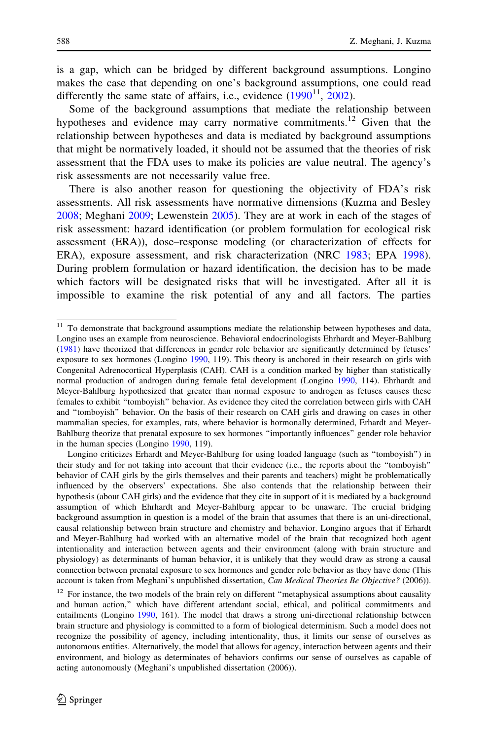is a gap, which can be bridged by different background assumptions. Longino makes the case that depending on one's background assumptions, one could read differently the same state of affairs, i.e., evidence (1990[11], 2002).

Some of the background assumptions that mediate the relationship between hypotheses and evidence may carry normative commitments.[12] Given that the relationship between hypotheses and data is mediated by background assumptions that might be normatively loaded, it should not be assumed that the theories of risk assessment that the FDA uses to make its policies are value neutral. The agency's risk assessments are not necessarily value free.

There is also another reason for questioning the objectivity of FDA's risk assessments. All risk assessments have normative dimensions (Kuzma and Besley 2008; Meghani 2009; Lewenstein 2005). They are at work in each of the stages of risk assessment: hazard identification (or problem formulation for ecological risk assessment (ERA)), dose–response modeling (or characterization of effects for ERA), exposure assessment, and risk characterization (NRC 1983; EPA 1998). During problem formulation or hazard identification, the decision has to be made which factors will be designated risks that will be investigated. After all it is impossible to examine the risk potential of any and all factors. The parties

---

[11] To demonstrate that background assumptions mediate the relationship between hypotheses and data, Longino uses an example from neuroscience. Behavioral endocrinologists Ehrhardt and Meyer-Bahlburg (1981) have theorized that differences in gender role behavior are significantly determined by fetuses' exposure to sex hormones (Longino 1990, 119). This theory is anchored in their research on girls with Congenital Adrenocortical Hyperplasia (CAH). CAH is a condition marked by higher than statistically normal production of androgen during female fetal development (Longino 1990, 114). Ehrhardt and Meyer-Bahlburg hypothesized that greater than normal exposure to androgen as fetuses causes these females to exhibit "tomboyish" behavior. As evidence they cited the correlation between girls with CAH and "tomboyish" behavior. On the basis of their research on CAH girls and drawing on cases in other mammalian species, for examples, rats, where behavior is hormonally determined, Erhardt and Meyer-Bahlburg theorize that prenatal exposure to sex hormones "importantly influences" gender role behavior in the human species (Longino 1990, 119).

Longino criticizes Erhardt and Meyer-Bahlburg for using loaded language (such as "tomboyish") in their study and for not taking into account that their evidence (i.e., the reports about the "tomboyish" behavior of CAH girls by the girls themselves and their parents and teachers) might be problematically influenced by the observers' expectations. She also contends that the relationship between their hypothesis (about CAH girls) and the evidence that they cite in support of it is mediated by a background assumption of which Ehrhardt and Meyer-Bahlburg appear to be unaware. The crucial bridging background assumption in question is a model of the brain that assumes that there is an uni-directional, causal relationship between brain structure and chemistry and behavior. Longino argues that if Erhardt and Meyer-Bahlburg had worked with an alternative model of the brain that recognized both agent intentionality and interaction between agents and their environment (along with brain structure and physiology) as determinants of human behavior, it is unlikely that they would draw as strong a causal connection between prenatal exposure to sex hormones and gender role behavior as they have done (This account is taken from Meghani's unpublished dissertation, *Can Medical Theories Be Objective?* (2006)).

[12] For instance, the two models of the brain rely on different "metaphysical assumptions about causality and human action," which have different attendant social, ethical, and political commitments and entailments (Longino 1990, 161). The model that draws a strong uni-directional relationship between brain structure and physiology is committed to a form of biological determinism. Such a model does not recognize the possibility of agency, including intentionality, thus, it limits our sense of ourselves as autonomous entities. Alternatively, the model that allows for agency, interaction between agents and their environment, and biology as determinates of behaviors confirms our sense of ourselves as capable of acting autonomously (Meghani's unpublished dissertation (2006)).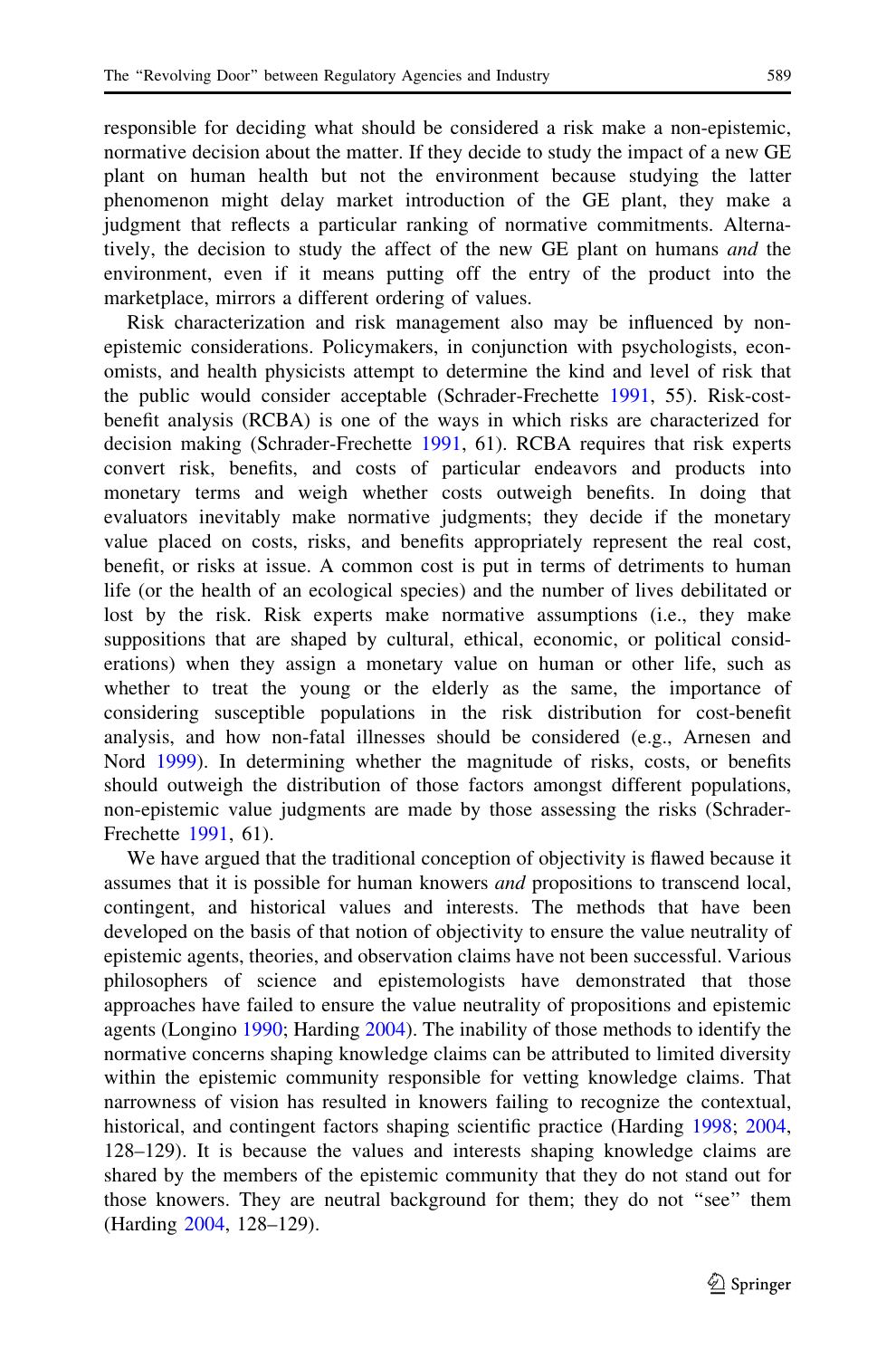responsible for deciding what should be considered a risk make a non-epistemic, normative decision about the matter. If they decide to study the impact of a new GE plant on human health but not the environment because studying the latter phenomenon might delay market introduction of the GE plant, they make a judgment that reflects a particular ranking of normative commitments. Alternatively, the decision to study the affect of the new GE plant on humans *and* the environment, even if it means putting off the entry of the product into the marketplace, mirrors a different ordering of values.

Risk characterization and risk management also may be influenced by non-epistemic considerations. Policymakers, in conjunction with psychologists, economists, and health physicists attempt to determine the kind and level of risk that the public would consider acceptable (Schrader-Frechette 1991, 55). Risk-cost-benefit analysis (RCBA) is one of the ways in which risks are characterized for decision making (Schrader-Frechette 1991, 61). RCBA requires that risk experts convert risk, benefits, and costs of particular endeavors and products into monetary terms and weigh whether costs outweigh benefits. In doing that evaluators inevitably make normative judgments; they decide if the monetary value placed on costs, risks, and benefits appropriately represent the real cost, benefit, or risks at issue. A common cost is put in terms of detriments to human life (or the health of an ecological species) and the number of lives debilitated or lost by the risk. Risk experts make normative assumptions (i.e., they make suppositions that are shaped by cultural, ethical, economic, or political considerations) when they assign a monetary value on human or other life, such as whether to treat the young or the elderly as the same, the importance of considering susceptible populations in the risk distribution for cost-benefit analysis, and how non-fatal illnesses should be considered (e.g., Arnesen and Nord 1999). In determining whether the magnitude of risks, costs, or benefits should outweigh the distribution of those factors amongst different populations, non-epistemic value judgments are made by those assessing the risks (Schrader-Frechette 1991, 61).

We have argued that the traditional conception of objectivity is flawed because it assumes that it is possible for human knowers *and* propositions to transcend local, contingent, and historical values and interests. The methods that have been developed on the basis of that notion of objectivity to ensure the value neutrality of epistemic agents, theories, and observation claims have not been successful. Various philosophers of science and epistemologists have demonstrated that those approaches have failed to ensure the value neutrality of propositions and epistemic agents (Longino 1990; Harding 2004). The inability of those methods to identify the normative concerns shaping knowledge claims can be attributed to limited diversity within the epistemic community responsible for vetting knowledge claims. That narrowness of vision has resulted in knowers failing to recognize the contextual, historical, and contingent factors shaping scientific practice (Harding 1998; 2004, 128–129). It is because the values and interests shaping knowledge claims are shared by the members of the epistemic community that they do not stand out for those knowers. They are neutral background for them; they do not "see" them (Harding 2004, 128–129).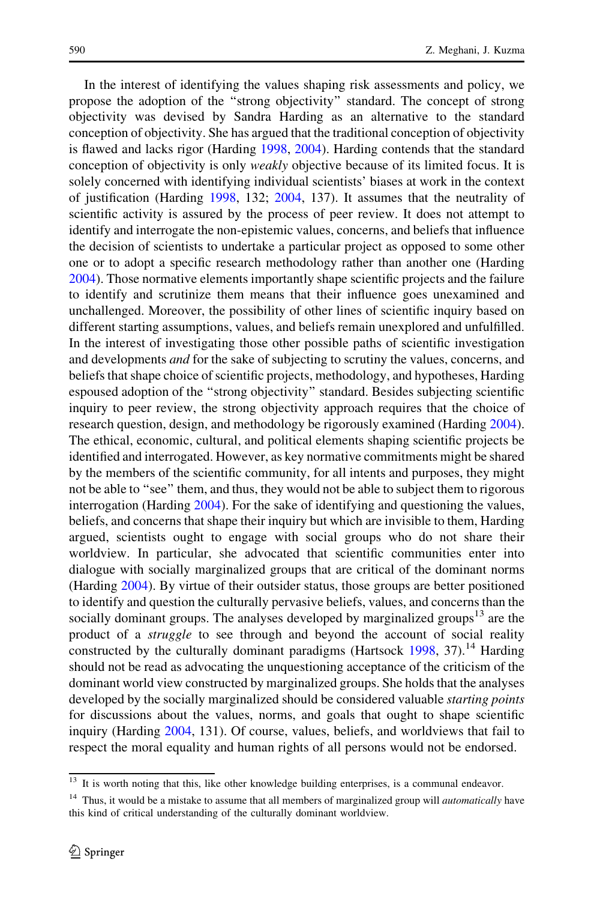In the interest of identifying the values shaping risk assessments and policy, we propose the adoption of the "strong objectivity" standard. The concept of strong objectivity was devised by Sandra Harding as an alternative to the standard conception of objectivity. She has argued that the traditional conception of objectivity is flawed and lacks rigor (Harding 1998, 2004). Harding contends that the standard conception of objectivity is only *weakly* objective because of its limited focus. It is solely concerned with identifying individual scientists' biases at work in the context of justification (Harding 1998, 132; 2004, 137). It assumes that the neutrality of scientific activity is assured by the process of peer review. It does not attempt to identify and interrogate the non-epistemic values, concerns, and beliefs that influence the decision of scientists to undertake a particular project as opposed to some other one or to adopt a specific research methodology rather than another one (Harding 2004). Those normative elements importantly shape scientific projects and the failure to identify and scrutinize them means that their influence goes unexamined and unchallenged. Moreover, the possibility of other lines of scientific inquiry based on different starting assumptions, values, and beliefs remain unexplored and unfulfilled. In the interest of investigating those other possible paths of scientific investigation and developments *and* for the sake of subjecting to scrutiny the values, concerns, and beliefs that shape choice of scientific projects, methodology, and hypotheses, Harding espoused adoption of the "strong objectivity" standard. Besides subjecting scientific inquiry to peer review, the strong objectivity approach requires that the choice of research question, design, and methodology be rigorously examined (Harding 2004). The ethical, economic, cultural, and political elements shaping scientific projects be identified and interrogated. However, as key normative commitments might be shared by the members of the scientific community, for all intents and purposes, they might not be able to "see" them, and thus, they would not be able to subject them to rigorous interrogation (Harding 2004). For the sake of identifying and questioning the values, beliefs, and concerns that shape their inquiry but which are invisible to them, Harding argued, scientists ought to engage with social groups who do not share their worldview. In particular, she advocated that scientific communities enter into dialogue with socially marginalized groups that are critical of the dominant norms (Harding 2004). By virtue of their outsider status, those groups are better positioned to identify and question the culturally pervasive beliefs, values, and concerns than the socially dominant groups. The analyses developed by marginalized groups[13] are the product of a *struggle* to see through and beyond the account of social reality constructed by the culturally dominant paradigms (Hartsock 1998, 37).[14] Harding should not be read as advocating the unquestioning acceptance of the criticism of the dominant world view constructed by marginalized groups. She holds that the analyses developed by the socially marginalized should be considered valuable *starting points* for discussions about the values, norms, and goals that ought to shape scientific inquiry (Harding 2004, 131). Of course, values, beliefs, and worldviews that fail to respect the moral equality and human rights of all persons would not be endorsed.

---

[13] It is worth noting that this, like other knowledge building enterprises, is a communal endeavor.

[14] Thus, it would be a mistake to assume that all members of marginalized group will *automatically* have this kind of critical understanding of the culturally dominant worldview.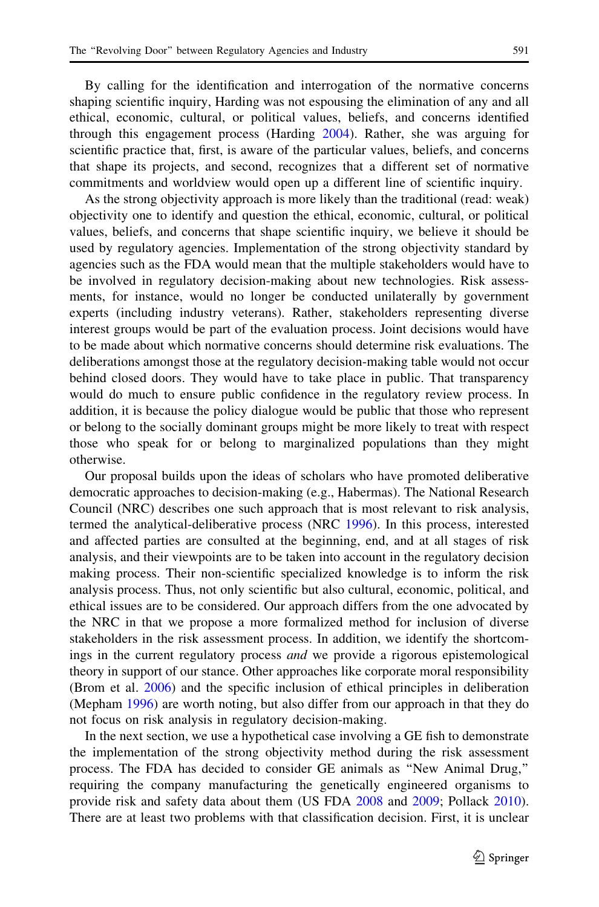By calling for the identification and interrogation of the normative concerns shaping scientific inquiry, Harding was not espousing the elimination of any and all ethical, economic, cultural, or political values, beliefs, and concerns identified through this engagement process (Harding 2004). Rather, she was arguing for scientific practice that, first, is aware of the particular values, beliefs, and concerns that shape its projects, and second, recognizes that a different set of normative commitments and worldview would open up a different line of scientific inquiry.

As the strong objectivity approach is more likely than the traditional (read: weak) objectivity one to identify and question the ethical, economic, cultural, or political values, beliefs, and concerns that shape scientific inquiry, we believe it should be used by regulatory agencies. Implementation of the strong objectivity standard by agencies such as the FDA would mean that the multiple stakeholders would have to be involved in regulatory decision-making about new technologies. Risk assessments, for instance, would no longer be conducted unilaterally by government experts (including industry veterans). Rather, stakeholders representing diverse interest groups would be part of the evaluation process. Joint decisions would have to be made about which normative concerns should determine risk evaluations. The deliberations amongst those at the regulatory decision-making table would not occur behind closed doors. They would have to take place in public. That transparency would do much to ensure public confidence in the regulatory review process. In addition, it is because the policy dialogue would be public that those who represent or belong to the socially dominant groups might be more likely to treat with respect those who speak for or belong to marginalized populations than they might otherwise.

Our proposal builds upon the ideas of scholars who have promoted deliberative democratic approaches to decision-making (e.g., Habermas). The National Research Council (NRC) describes one such approach that is most relevant to risk analysis, termed the analytical-deliberative process (NRC 1996). In this process, interested and affected parties are consulted at the beginning, end, and at all stages of risk analysis, and their viewpoints are to be taken into account in the regulatory decision making process. Their non-scientific specialized knowledge is to inform the risk analysis process. Thus, not only scientific but also cultural, economic, political, and ethical issues are to be considered. Our approach differs from the one advocated by the NRC in that we propose a more formalized method for inclusion of diverse stakeholders in the risk assessment process. In addition, we identify the shortcomings in the current regulatory process *and* we provide a rigorous epistemological theory in support of our stance. Other approaches like corporate moral responsibility (Brom et al. 2006) and the specific inclusion of ethical principles in deliberation (Mepham 1996) are worth noting, but also differ from our approach in that they do not focus on risk analysis in regulatory decision-making.

In the next section, we use a hypothetical case involving a GE fish to demonstrate the implementation of the strong objectivity method during the risk assessment process. The FDA has decided to consider GE animals as "New Animal Drug," requiring the company manufacturing the genetically engineered organisms to provide risk and safety data about them (US FDA 2008 and 2009; Pollack 2010). There are at least two problems with that classification decision. First, it is unclear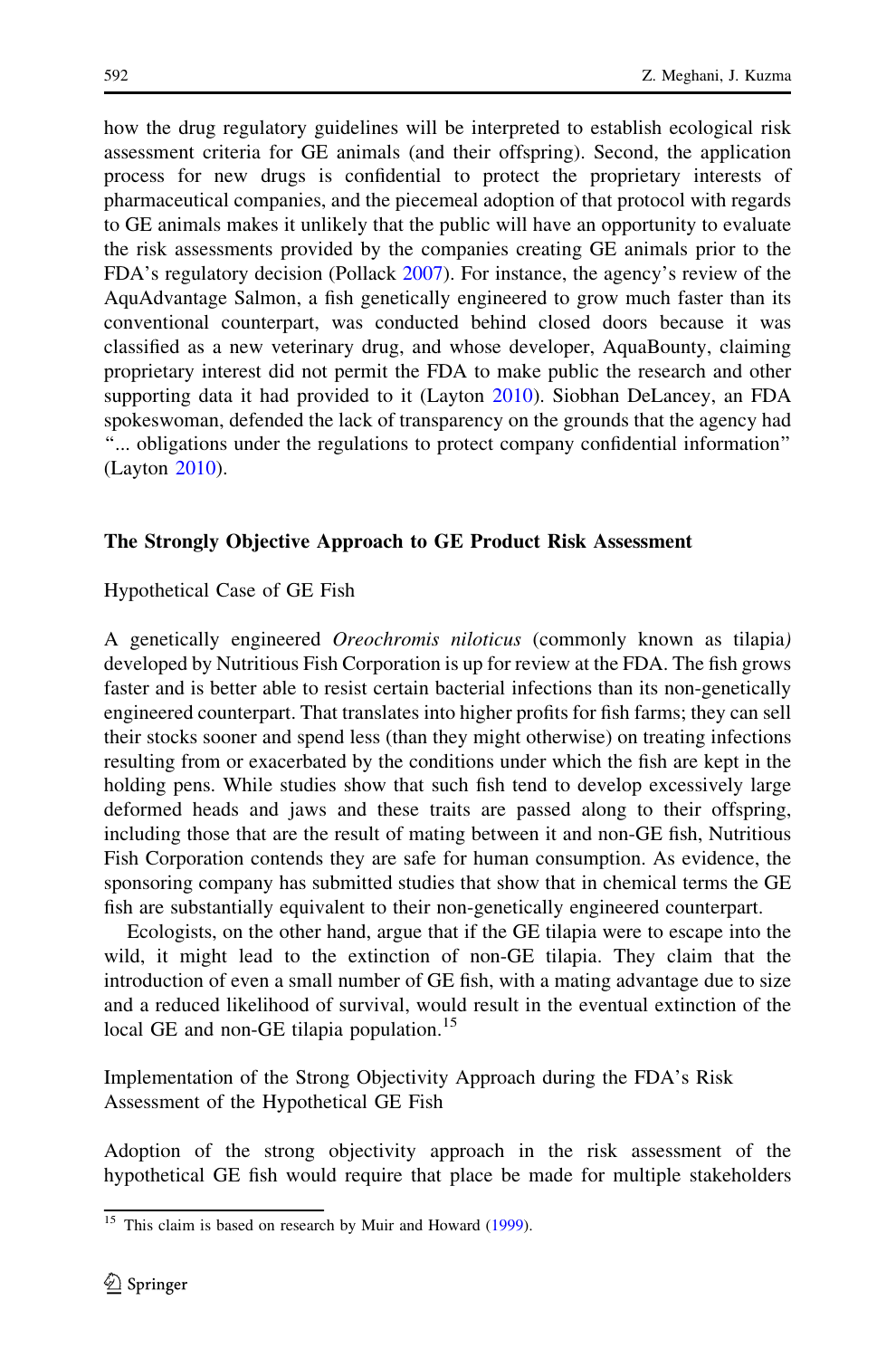how the drug regulatory guidelines will be interpreted to establish ecological risk assessment criteria for GE animals (and their offspring). Second, the application process for new drugs is confidential to protect the proprietary interests of pharmaceutical companies, and the piecemeal adoption of that protocol with regards to GE animals makes it unlikely that the public will have an opportunity to evaluate the risk assessments provided by the companies creating GE animals prior to the FDA's regulatory decision (Pollack 2007). For instance, the agency's review of the AquAdvantage Salmon, a fish genetically engineered to grow much faster than its conventional counterpart, was conducted behind closed doors because it was classified as a new veterinary drug, and whose developer, AquaBounty, claiming proprietary interest did not permit the FDA to make public the research and other supporting data it had provided to it (Layton 2010). Siobhan DeLancey, an FDA spokeswoman, defended the lack of transparency on the grounds that the agency had "... obligations under the regulations to protect company confidential information" (Layton 2010).

## The Strongly Objective Approach to GE Product Risk Assessment

### Hypothetical Case of GE Fish

A genetically engineered *Oreochromis niloticus* (commonly known as tilapia) developed by Nutritious Fish Corporation is up for review at the FDA. The fish grows faster and is better able to resist certain bacterial infections than its non-genetically engineered counterpart. That translates into higher profits for fish farms; they can sell their stocks sooner and spend less (than they might otherwise) on treating infections resulting from or exacerbated by the conditions under which the fish are kept in the holding pens. While studies show that such fish tend to develop excessively large deformed heads and jaws and these traits are passed along to their offspring, including those that are the result of mating between it and non-GE fish, Nutritious Fish Corporation contends they are safe for human consumption. As evidence, the sponsoring company has submitted studies that show that in chemical terms the GE fish are substantially equivalent to their non-genetically engineered counterpart.

Ecologists, on the other hand, argue that if the GE tilapia were to escape into the wild, it might lead to the extinction of non-GE tilapia. They claim that the introduction of even a small number of GE fish, with a mating advantage due to size and a reduced likelihood of survival, would result in the eventual extinction of the local GE and non-GE tilapia population.[15]

### Implementation of the Strong Objectivity Approach during the FDA's Risk Assessment of the Hypothetical GE Fish

Adoption of the strong objectivity approach in the risk assessment of the hypothetical GE fish would require that place be made for multiple stakeholders

[15] This claim is based on research by Muir and Howard (1999).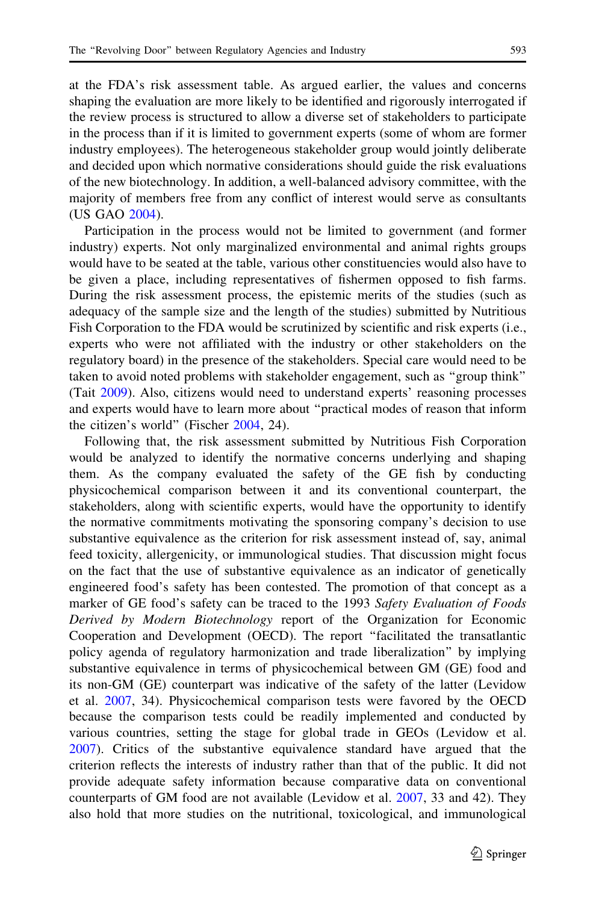at the FDA's risk assessment table. As argued earlier, the values and concerns shaping the evaluation are more likely to be identified and rigorously interrogated if the review process is structured to allow a diverse set of stakeholders to participate in the process than if it is limited to government experts (some of whom are former industry employees). The heterogeneous stakeholder group would jointly deliberate and decided upon which normative considerations should guide the risk evaluations of the new biotechnology. In addition, a well-balanced advisory committee, with the majority of members free from any conflict of interest would serve as consultants (US GAO 2004).

Participation in the process would not be limited to government (and former industry) experts. Not only marginalized environmental and animal rights groups would have to be seated at the table, various other constituencies would also have to be given a place, including representatives of fishermen opposed to fish farms. During the risk assessment process, the epistemic merits of the studies (such as adequacy of the sample size and the length of the studies) submitted by Nutritious Fish Corporation to the FDA would be scrutinized by scientific and risk experts (i.e., experts who were not affiliated with the industry or other stakeholders on the regulatory board) in the presence of the stakeholders. Special care would need to be taken to avoid noted problems with stakeholder engagement, such as "group think" (Tait 2009). Also, citizens would need to understand experts' reasoning processes and experts would have to learn more about "practical modes of reason that inform the citizen's world" (Fischer 2004, 24).

Following that, the risk assessment submitted by Nutritious Fish Corporation would be analyzed to identify the normative concerns underlying and shaping them. As the company evaluated the safety of the GE fish by conducting physicochemical comparison between it and its conventional counterpart, the stakeholders, along with scientific experts, would have the opportunity to identify the normative commitments motivating the sponsoring company's decision to use substantive equivalence as the criterion for risk assessment instead of, say, animal feed toxicity, allergenicity, or immunological studies. That discussion might focus on the fact that the use of substantive equivalence as an indicator of genetically engineered food's safety has been contested. The promotion of that concept as a marker of GE food's safety can be traced to the 1993 *Safety Evaluation of Foods Derived by Modern Biotechnology* report of the Organization for Economic Cooperation and Development (OECD). The report "facilitated the transatlantic policy agenda of regulatory harmonization and trade liberalization" by implying substantive equivalence in terms of physicochemical between GM (GE) food and its non-GM (GE) counterpart was indicative of the safety of the latter (Levidow et al. 2007, 34). Physicochemical comparison tests were favored by the OECD because the comparison tests could be readily implemented and conducted by various countries, setting the stage for global trade in GEOs (Levidow et al. 2007). Critics of the substantive equivalence standard have argued that the criterion reflects the interests of industry rather than that of the public. It did not provide adequate safety information because comparative data on conventional counterparts of GM food are not available (Levidow et al. 2007, 33 and 42). They also hold that more studies on the nutritional, toxicological, and immunological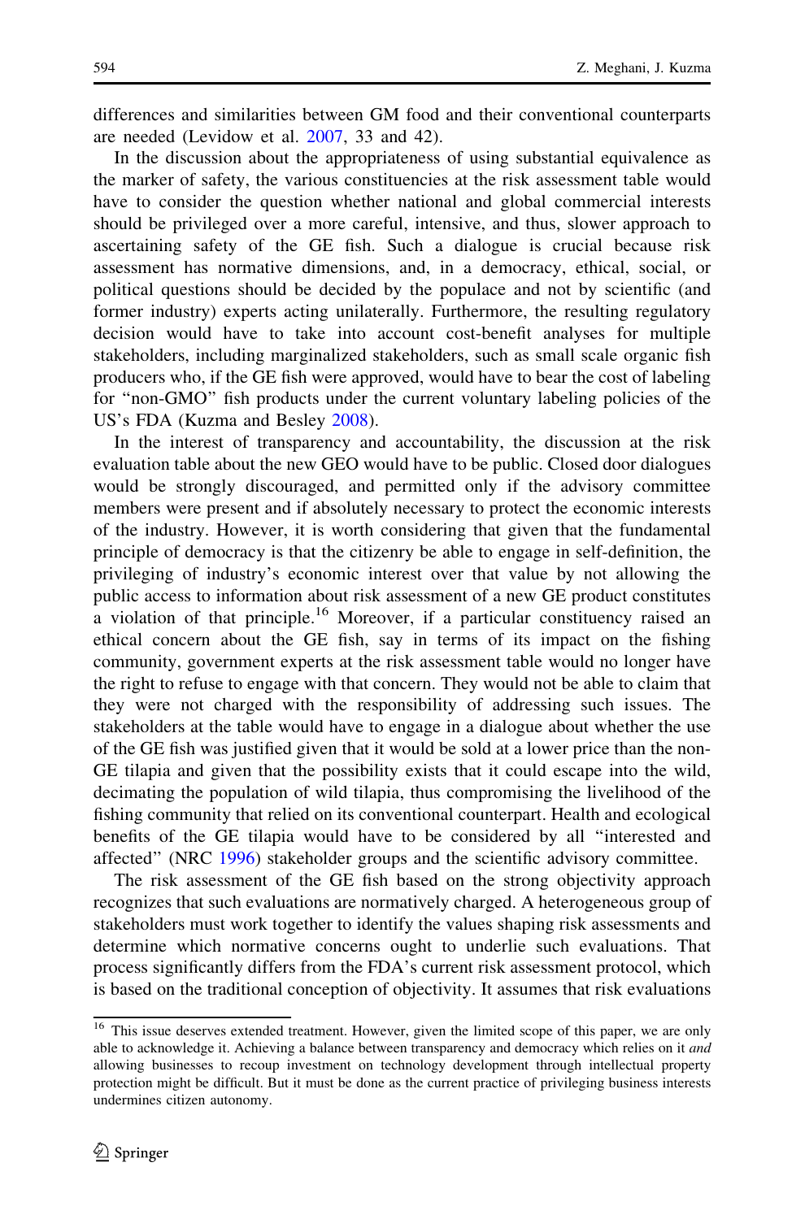differences and similarities between GM food and their conventional counterparts are needed (Levidow et al. 2007, 33 and 42).

In the discussion about the appropriateness of using substantial equivalence as the marker of safety, the various constituencies at the risk assessment table would have to consider the question whether national and global commercial interests should be privileged over a more careful, intensive, and thus, slower approach to ascertaining safety of the GE fish. Such a dialogue is crucial because risk assessment has normative dimensions, and, in a democracy, ethical, social, or political questions should be decided by the populace and not by scientific (and former industry) experts acting unilaterally. Furthermore, the resulting regulatory decision would have to take into account cost-benefit analyses for multiple stakeholders, including marginalized stakeholders, such as small scale organic fish producers who, if the GE fish were approved, would have to bear the cost of labeling for "non-GMO" fish products under the current voluntary labeling policies of the US's FDA (Kuzma and Besley 2008).

In the interest of transparency and accountability, the discussion at the risk evaluation table about the new GEO would have to be public. Closed door dialogues would be strongly discouraged, and permitted only if the advisory committee members were present and if absolutely necessary to protect the economic interests of the industry. However, it is worth considering that given that the fundamental principle of democracy is that the citizenry be able to engage in self-definition, the privileging of industry's economic interest over that value by not allowing the public access to information about risk assessment of a new GE product constitutes a violation of that principle.[16] Moreover, if a particular constituency raised an ethical concern about the GE fish, say in terms of its impact on the fishing community, government experts at the risk assessment table would no longer have the right to refuse to engage with that concern. They would not be able to claim that they were not charged with the responsibility of addressing such issues. The stakeholders at the table would have to engage in a dialogue about whether the use of the GE fish was justified given that it would be sold at a lower price than the non-GE tilapia and given that the possibility exists that it could escape into the wild, decimating the population of wild tilapia, thus compromising the livelihood of the fishing community that relied on its conventional counterpart. Health and ecological benefits of the GE tilapia would have to be considered by all "interested and affected" (NRC 1996) stakeholder groups and the scientific advisory committee.

The risk assessment of the GE fish based on the strong objectivity approach recognizes that such evaluations are normatively charged. A heterogeneous group of stakeholders must work together to identify the values shaping risk assessments and determine which normative concerns ought to underlie such evaluations. That process significantly differs from the FDA's current risk assessment protocol, which is based on the traditional conception of objectivity. It assumes that risk evaluations

[16] This issue deserves extended treatment. However, given the limited scope of this paper, we are only able to acknowledge it. Achieving a balance between transparency and democracy which relies on it *and* allowing businesses to recoup investment on technology development through intellectual property protection might be difficult. But it must be done as the current practice of privileging business interests undermines citizen autonomy.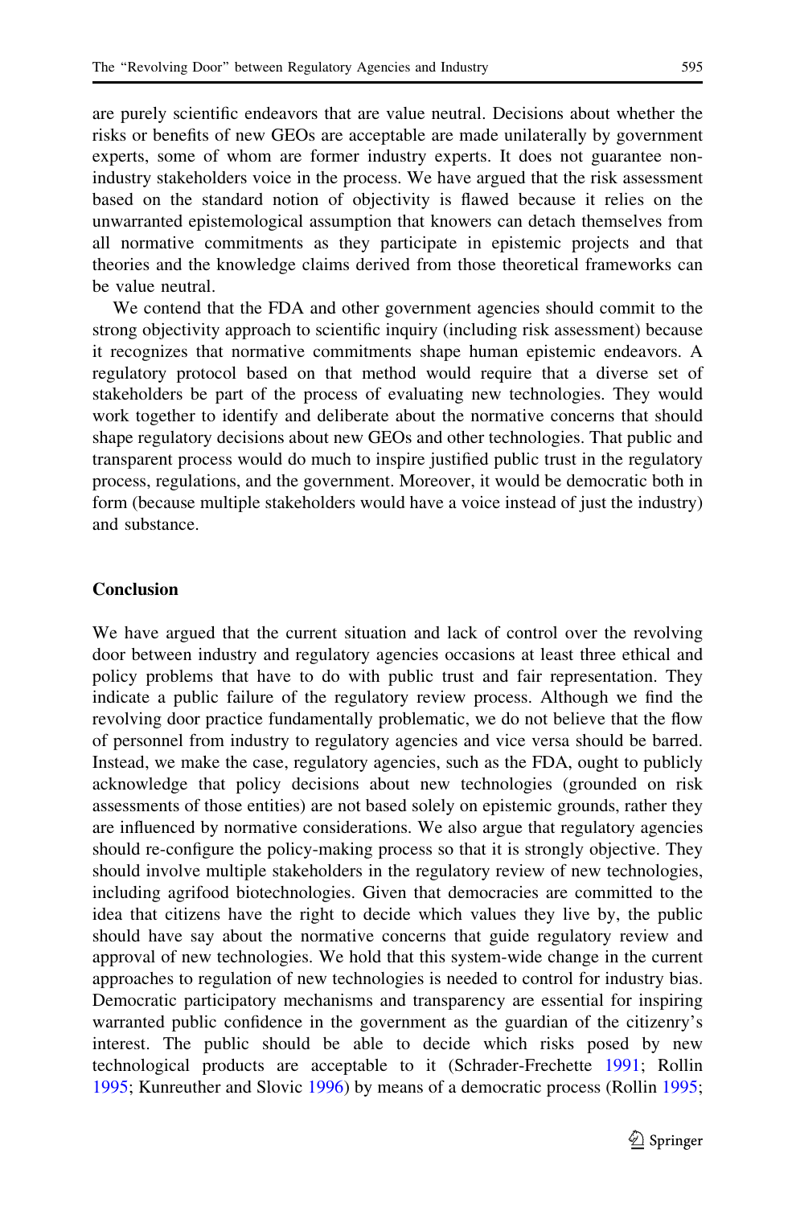are purely scientific endeavors that are value neutral. Decisions about whether the risks or benefits of new GEOs are acceptable are made unilaterally by government experts, some of whom are former industry experts. It does not guarantee non-industry stakeholders voice in the process. We have argued that the risk assessment based on the standard notion of objectivity is flawed because it relies on the unwarranted epistemological assumption that knowers can detach themselves from all normative commitments as they participate in epistemic projects and that theories and the knowledge claims derived from those theoretical frameworks can be value neutral.

We contend that the FDA and other government agencies should commit to the strong objectivity approach to scientific inquiry (including risk assessment) because it recognizes that normative commitments shape human epistemic endeavors. A regulatory protocol based on that method would require that a diverse set of stakeholders be part of the process of evaluating new technologies. They would work together to identify and deliberate about the normative concerns that should shape regulatory decisions about new GEOs and other technologies. That public and transparent process would do much to inspire justified public trust in the regulatory process, regulations, and the government. Moreover, it would be democratic both in form (because multiple stakeholders would have a voice instead of just the industry) and substance.

## Conclusion

We have argued that the current situation and lack of control over the revolving door between industry and regulatory agencies occasions at least three ethical and policy problems that have to do with public trust and fair representation. They indicate a public failure of the regulatory review process. Although we find the revolving door practice fundamentally problematic, we do not believe that the flow of personnel from industry to regulatory agencies and vice versa should be barred. Instead, we make the case, regulatory agencies, such as the FDA, ought to publicly acknowledge that policy decisions about new technologies (grounded on risk assessments of those entities) are not based solely on epistemic grounds, rather they are influenced by normative considerations. We also argue that regulatory agencies should re-configure the policy-making process so that it is strongly objective. They should involve multiple stakeholders in the regulatory review of new technologies, including agrifood biotechnologies. Given that democracies are committed to the idea that citizens have the right to decide which values they live by, the public should have say about the normative concerns that guide regulatory review and approval of new technologies. We hold that this system-wide change in the current approaches to regulation of new technologies is needed to control for industry bias. Democratic participatory mechanisms and transparency are essential for inspiring warranted public confidence in the government as the guardian of the citizenry's interest. The public should be able to decide which risks posed by new technological products are acceptable to it (Schrader-Frechette 1991; Rollin 1995; Kunreuther and Slovic 1996) by means of a democratic process (Rollin 1995;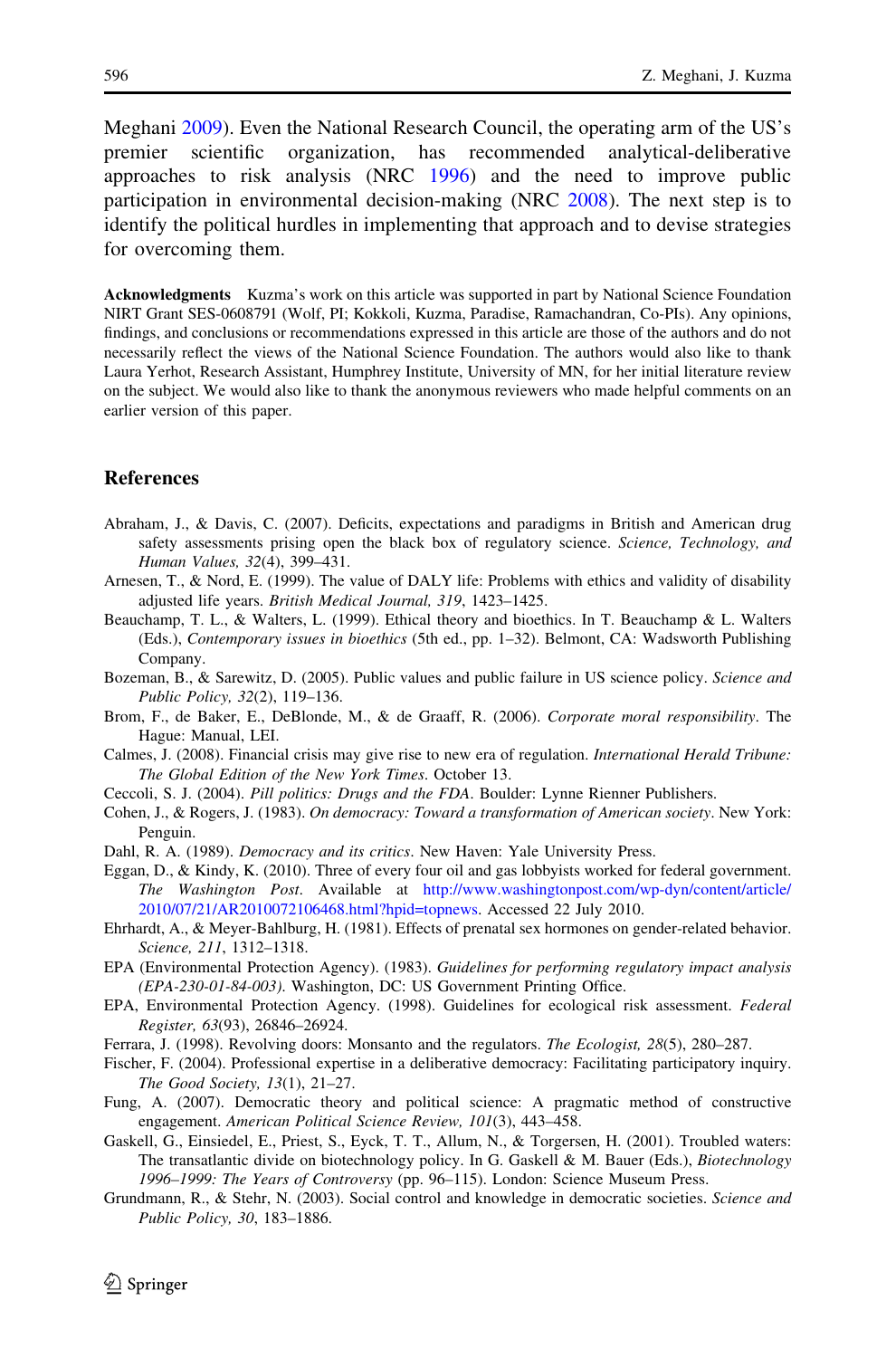Meghani 2009). Even the National Research Council, the operating arm of the US's premier scientific organization, has recommended analytical-deliberative approaches to risk analysis (NRC 1996) and the need to improve public participation in environmental decision-making (NRC 2008). The next step is to identify the political hurdles in implementing that approach and to devise strategies for overcoming them.

**Acknowledgments** Kuzma's work on this article was supported in part by National Science Foundation NIRT Grant SES-0608791 (Wolf, PI; Kokkoli, Kuzma, Paradise, Ramachandran, Co-PIs). Any opinions, findings, and conclusions or recommendations expressed in this article are those of the authors and do not necessarily reflect the views of the National Science Foundation. The authors would also like to thank Laura Yerhot, Research Assistant, Humphrey Institute, University of MN, for her initial literature review on the subject. We would also like to thank the anonymous reviewers who made helpful comments on an earlier version of this paper.

## References

Abraham, J., & Davis, C. (2007). Deficits, expectations and paradigms in British and American drug safety assessments prising open the black box of regulatory science. *Science, Technology, and Human Values, 32*(4), 399–431.

Arnesen, T., & Nord, E. (1999). The value of DALY life: Problems with ethics and validity of disability adjusted life years. *British Medical Journal, 319*, 1423–1425.

Beauchamp, T. L., & Walters, L. (1999). Ethical theory and bioethics. In T. Beauchamp & L. Walters (Eds.), *Contemporary issues in bioethics* (5th ed., pp. 1–32). Belmont, CA: Wadsworth Publishing Company.

Bozeman, B., & Sarewitz, D. (2005). Public values and public failure in US science policy. *Science and Public Policy, 32*(2), 119–136.

Brom, F., de Baker, E., DeBlonde, M., & de Graaff, R. (2006). *Corporate moral responsibility*. The Hague: Manual, LEI.

Calmes, J. (2008). Financial crisis may give rise to new era of regulation. *International Herald Tribune: The Global Edition of the New York Times*. October 13.

Ceccoli, S. J. (2004). *Pill politics: Drugs and the FDA*. Boulder: Lynne Rienner Publishers.

Cohen, J., & Rogers, J. (1983). *On democracy: Toward a transformation of American society*. New York: Penguin.

Dahl, R. A. (1989). *Democracy and its critics*. New Haven: Yale University Press.

Eggan, D., & Kindy, K. (2010). Three of every four oil and gas lobbyists worked for federal government. *The Washington Post*. Available at http://www.washingtonpost.com/wp-dyn/content/article/2010/07/21/AR2010072106468.html?hpid=topnews. Accessed 22 July 2010.

Ehrhardt, A., & Meyer-Bahlburg, H. (1981). Effects of prenatal sex hormones on gender-related behavior. *Science, 211*, 1312–1318.

EPA (Environmental Protection Agency). (1983). *Guidelines for performing regulatory impact analysis (EPA-230-01-84-003)*. Washington, DC: US Government Printing Office.

EPA, Environmental Protection Agency. (1998). Guidelines for ecological risk assessment. *Federal Register, 63*(93), 26846–26924.

Ferrara, J. (1998). Revolving doors: Monsanto and the regulators. *The Ecologist, 28*(5), 280–287.

Fischer, F. (2004). Professional expertise in a deliberative democracy: Facilitating participatory inquiry. *The Good Society, 13*(1), 21–27.

Fung, A. (2007). Democratic theory and political science: A pragmatic method of constructive engagement. *American Political Science Review, 101*(3), 443–458.

Gaskell, G., Einsiedel, E., Priest, S., Eyck, T. T., Allum, N., & Torgersen, H. (2001). Troubled waters: The transatlantic divide on biotechnology policy. In G. Gaskell & M. Bauer (Eds.), *Biotechnology 1996–1999: The Years of Controversy* (pp. 96–115). London: Science Museum Press.

Grundmann, R., & Stehr, N. (2003). Social control and knowledge in democratic societies. *Science and Public Policy, 30*, 183–1886.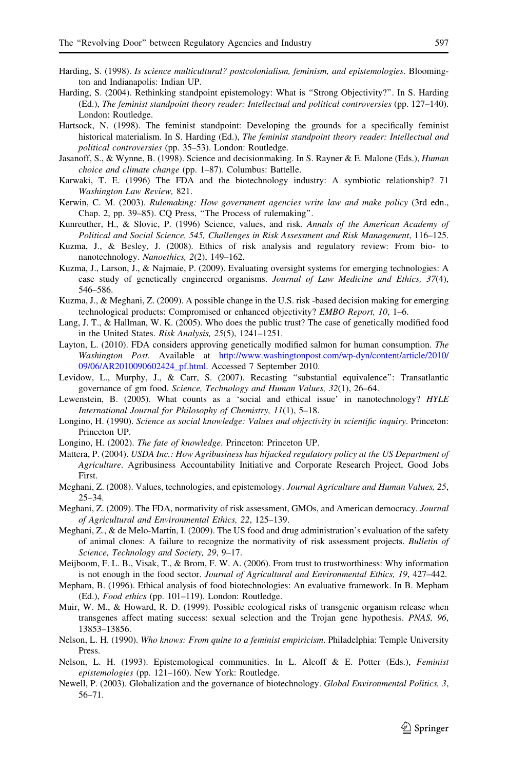Harding, S. (1998). *Is science multicultural? postcolonialism, feminism, and epistemologies*. Bloomington and Indianapolis: Indian UP.

Harding, S. (2004). Rethinking standpoint epistemology: What is "Strong Objectivity?". In S. Harding (Ed.), *The feminist standpoint theory reader: Intellectual and political controversies* (pp. 127–140). London: Routledge.

Hartsock, N. (1998). The feminist standpoint: Developing the grounds for a specifically feminist historical materialism. In S. Harding (Ed.), *The feminist standpoint theory reader: Intellectual and political controversies* (pp. 35–53). London: Routledge.

Jasanoff, S., & Wynne, B. (1998). Science and decisionmaking. In S. Rayner & E. Malone (Eds.), *Human choice and climate change* (pp. 1–87). Columbus: Battelle.

Karwaki, T. E. (1996) The FDA and the biotechnology industry: A symbiotic relationship? 71 *Washington Law Review,* 821.

Kerwin, C. M. (2003). *Rulemaking: How government agencies write law and make policy* (3rd edn., Chap. 2, pp. 39–85). CQ Press, "The Process of rulemaking".

Kunreuther, H., & Slovic, P. (1996) Science, values, and risk. *Annals of the American Academy of Political and Social Science, 545, Challenges in Risk Assessment and Risk Management*, 116–125.

Kuzma, J., & Besley, J. (2008). Ethics of risk analysis and regulatory review: From bio- to nanotechnology. *Nanoethics, 2*(2), 149–162.

Kuzma, J., Larson, J., & Najmaie, P. (2009). Evaluating oversight systems for emerging technologies: A case study of genetically engineered organisms. *Journal of Law Medicine and Ethics, 37*(4), 546–586.

Kuzma, J., & Meghani, Z. (2009). A possible change in the U.S. risk -based decision making for emerging technological products: Compromised or enhanced objectivity? *EMBO Report, 10*, 1–6.

Lang, J. T., & Hallman, W. K. (2005). Who does the public trust? The case of genetically modified food in the United States. *Risk Analysis, 25*(5), 1241–1251.

Layton, L. (2010). FDA considers approving genetically modified salmon for human consumption. *The Washington Post*. Available at http://www.washingtonpost.com/wp-dyn/content/article/2010/09/06/AR2010090602424_pf.html. Accessed 7 September 2010.

Levidow, L., Murphy, J., & Carr, S. (2007). Recasting "substantial equivalence": Transatlantic governance of gm food. *Science, Technology and Human Values, 32*(1), 26–64.

Lewenstein, B. (2005). What counts as a 'social and ethical issue' in nanotechnology? *HYLE International Journal for Philosophy of Chemistry, 11*(1), 5–18.

Longino, H. (1990). *Science as social knowledge: Values and objectivity in scientific inquiry*. Princeton: Princeton UP.

Longino, H. (2002). *The fate of knowledge*. Princeton: Princeton UP.

Mattera, P. (2004). *USDA Inc.: How Agribusiness has hijacked regulatory policy at the US Department of Agriculture*. Agribusiness Accountability Initiative and Corporate Research Project, Good Jobs First.

Meghani, Z. (2008). Values, technologies, and epistemology. *Journal Agriculture and Human Values, 25*, 25–34.

Meghani, Z. (2009). The FDA, normativity of risk assessment, GMOs, and American democracy. *Journal of Agricultural and Environmental Ethics, 22*, 125–139.

Meghani, Z., & de Melo-Martín, I. (2009). The US food and drug administration's evaluation of the safety of animal clones: A failure to recognize the normativity of risk assessment projects. *Bulletin of Science, Technology and Society, 29*, 9–17.

Meijboom, F. L. B., Visak, T., & Brom, F. W. A. (2006). From trust to trustworthiness: Why information is not enough in the food sector. *Journal of Agricultural and Environmental Ethics, 19*, 427–442.

Mepham, B. (1996). Ethical analysis of food biotechnologies: An evaluative framework. In B. Mepham (Ed.), *Food ethics* (pp. 101–119). London: Routledge.

Muir, W. M., & Howard, R. D. (1999). Possible ecological risks of transgenic organism release when transgenes affect mating success: sexual selection and the Trojan gene hypothesis. *PNAS, 96*, 13853–13856.

Nelson, L. H. (1990). *Who knows: From quine to a feminist empiricism*. Philadelphia: Temple University Press.

Nelson, L. H. (1993). Epistemological communities. In L. Alcoff & E. Potter (Eds.), *Feminist epistemologies* (pp. 121–160). New York: Routledge.

Newell, P. (2003). Globalization and the governance of biotechnology. *Global Environmental Politics, 3*, 56–71.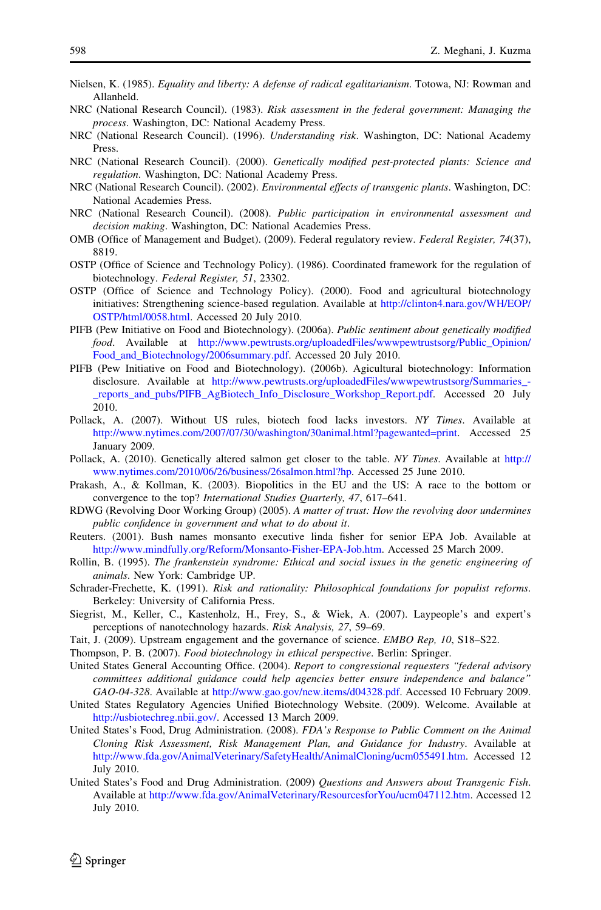Nielsen, K. (1985). *Equality and liberty: A defense of radical egalitarianism*. Totowa, NJ: Rowman and Allanheld.

NRC (National Research Council). (1983). *Risk assessment in the federal government: Managing the process*. Washington, DC: National Academy Press.

NRC (National Research Council). (1996). *Understanding risk*. Washington, DC: National Academy Press.

NRC (National Research Council). (2000). *Genetically modified pest-protected plants: Science and regulation*. Washington, DC: National Academy Press.

NRC (National Research Council). (2002). *Environmental effects of transgenic plants*. Washington, DC: National Academies Press.

NRC (National Research Council). (2008). *Public participation in environmental assessment and decision making*. Washington, DC: National Academies Press.

OMB (Office of Management and Budget). (2009). Federal regulatory review. *Federal Register, 74*(37), 8819.

OSTP (Office of Science and Technology Policy). (1986). Coordinated framework for the regulation of biotechnology. *Federal Register, 51*, 23302.

OSTP (Office of Science and Technology Policy). (2000). Food and agricultural biotechnology initiatives: Strengthening science-based regulation. Available at http://clinton4.nara.gov/WH/EOP/OSTP/html/0058.html. Accessed 20 July 2010.

PIFB (Pew Initiative on Food and Biotechnology). (2006a). *Public sentiment about genetically modified food*. Available at http://www.pewtrusts.org/uploadedFiles/wwwpewtrustsorg/Public_Opinion/Food_and_Biotechnology/2006summary.pdf. Accessed 20 July 2010.

PIFB (Pew Initiative on Food and Biotechnology). (2006b). Agicultural biotechnology: Information disclosure. Available at http://www.pewtrusts.org/uploadedFiles/wwwpewtrustsorg/Summaries_-_reports_and_pubs/PIFB_AgBiotech_Info_Disclosure_Workshop_Report.pdf. Accessed 20 July 2010.

Pollack, A. (2007). Without US rules, biotech food lacks investors. *NY Times*. Available at http://www.nytimes.com/2007/07/30/washington/30animal.html?pagewanted=print. Accessed 25 January 2009.

Pollack, A. (2010). Genetically altered salmon get closer to the table. *NY Times*. Available at http://www.nytimes.com/2010/06/26/business/26salmon.html?hp. Accessed 25 June 2010.

Prakash, A., & Kollman, K. (2003). Biopolitics in the EU and the US: A race to the bottom or convergence to the top? *International Studies Quarterly, 47*, 617–641.

RDWG (Revolving Door Working Group) (2005). *A matter of trust: How the revolving door undermines public confidence in government and what to do about it*.

Reuters. (2001). Bush names monsanto executive linda fisher for senior EPA Job. Available at http://www.mindfully.org/Reform/Monsanto-Fisher-EPA-Job.htm. Accessed 25 March 2009.

Rollin, B. (1995). *The frankenstein syndrome: Ethical and social issues in the genetic engineering of animals*. New York: Cambridge UP.

Schrader-Frechette, K. (1991). *Risk and rationality: Philosophical foundations for populist reforms*. Berkeley: University of California Press.

Siegrist, M., Keller, C., Kastenholz, H., Frey, S., & Wiek, A. (2007). Laypeople's and expert's perceptions of nanotechnology hazards. *Risk Analysis, 27*, 59–69.

Tait, J. (2009). Upstream engagement and the governance of science. *EMBO Rep, 10*, S18–S22.

Thompson, P. B. (2007). *Food biotechnology in ethical perspective*. Berlin: Springer.

United States General Accounting Office. (2004). *Report to congressional requesters "federal advisory committees additional guidance could help agencies better ensure independence and balance" GAO-04-328*. Available at http://www.gao.gov/new.items/d04328.pdf. Accessed 10 February 2009.

United States Regulatory Agencies Unified Biotechnology Website. (2009). Welcome. Available at http://usbiotechreg.nbii.gov/. Accessed 13 March 2009.

United States's Food, Drug Administration. (2008). *FDA's Response to Public Comment on the Animal Cloning Risk Assessment, Risk Management Plan, and Guidance for Industry*. Available at http://www.fda.gov/AnimalVeterinary/SafetyHealth/AnimalCloning/ucm055491.htm. Accessed 12 July 2010.

United States's Food and Drug Administration. (2009) *Questions and Answers about Transgenic Fish*. Available at http://www.fda.gov/AnimalVeterinary/ResourcesforYou/ucm047112.htm. Accessed 12 July 2010.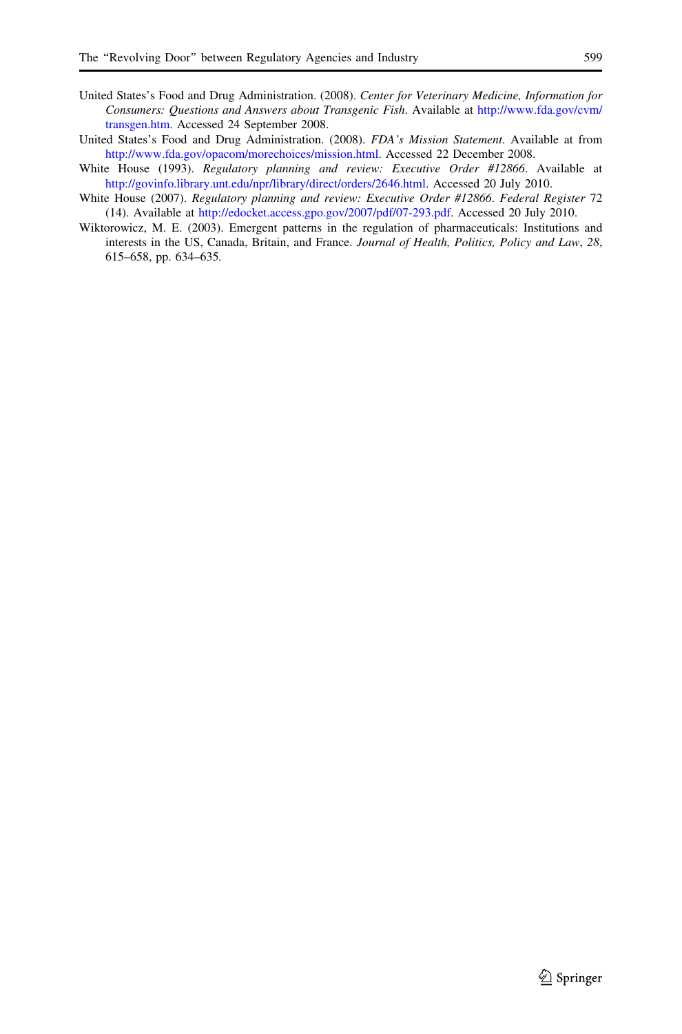United States's Food and Drug Administration. (2008). *Center for Veterinary Medicine, Information for Consumers: Questions and Answers about Transgenic Fish*. Available at http://www.fda.gov/cvm/transgen.htm. Accessed 24 September 2008.

United States's Food and Drug Administration. (2008). *FDA's Mission Statement*. Available at from http://www.fda.gov/opacom/morechoices/mission.html. Accessed 22 December 2008.

White House (1993). *Regulatory planning and review: Executive Order #12866*. Available at http://govinfo.library.unt.edu/npr/library/direct/orders/2646.html. Accessed 20 July 2010.

White House (2007). *Regulatory planning and review: Executive Order #12866*. *Federal Register* 72 (14). Available at http://edocket.access.gpo.gov/2007/pdf/07-293.pdf. Accessed 20 July 2010.

Wiktorowicz, M. E. (2003). Emergent patterns in the regulation of pharmaceuticals: Institutions and interests in the US, Canada, Britain, and France. *Journal of Health, Politics, Policy and Law*, *28*, 615–658, pp. 634–635.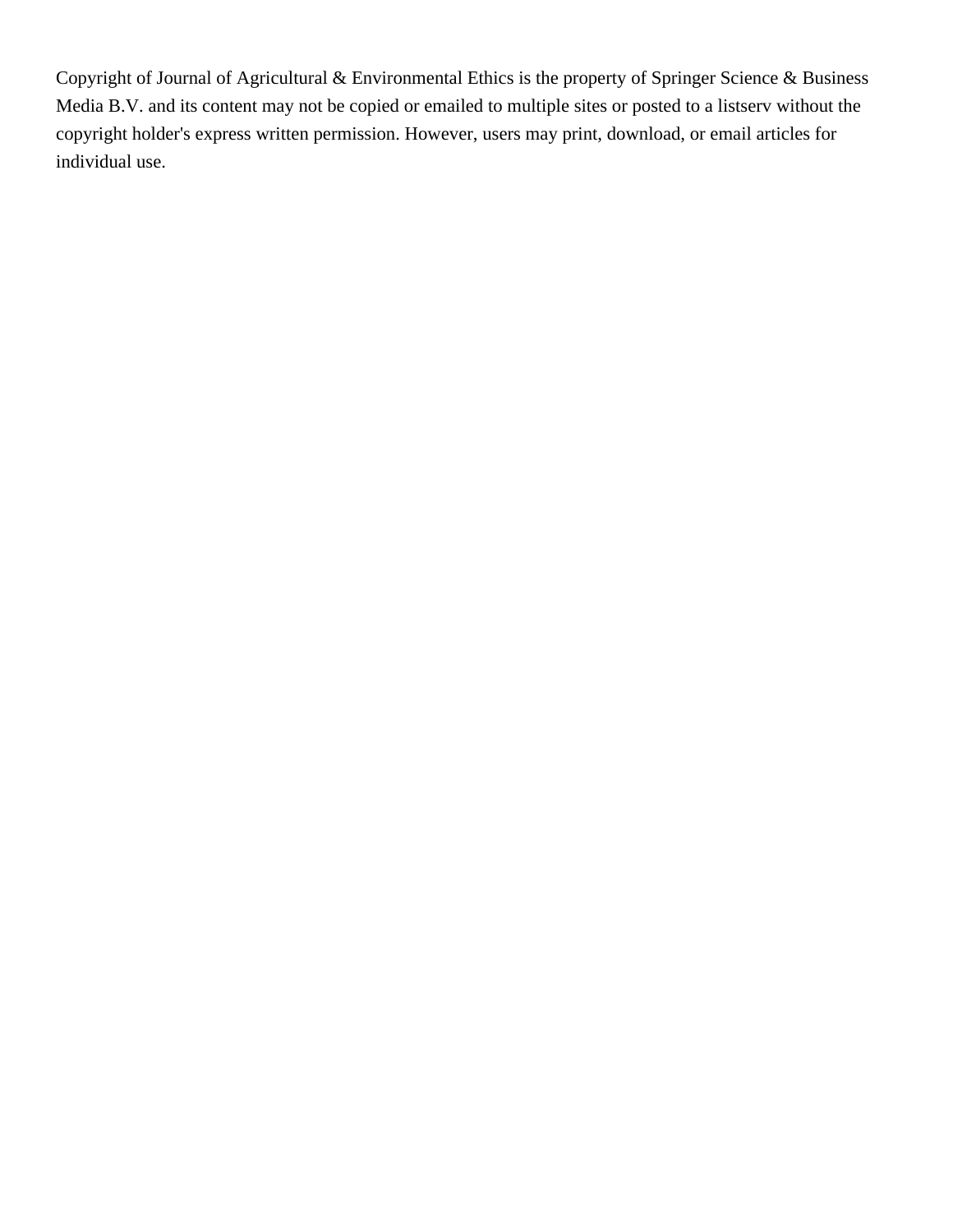Copyright of Journal of Agricultural & Environmental Ethics is the property of Springer Science & Business Media B.V. and its content may not be copied or emailed to multiple sites or posted to a listserv without the copyright holder's express written permission. However, users may print, download, or email articles for individual use.